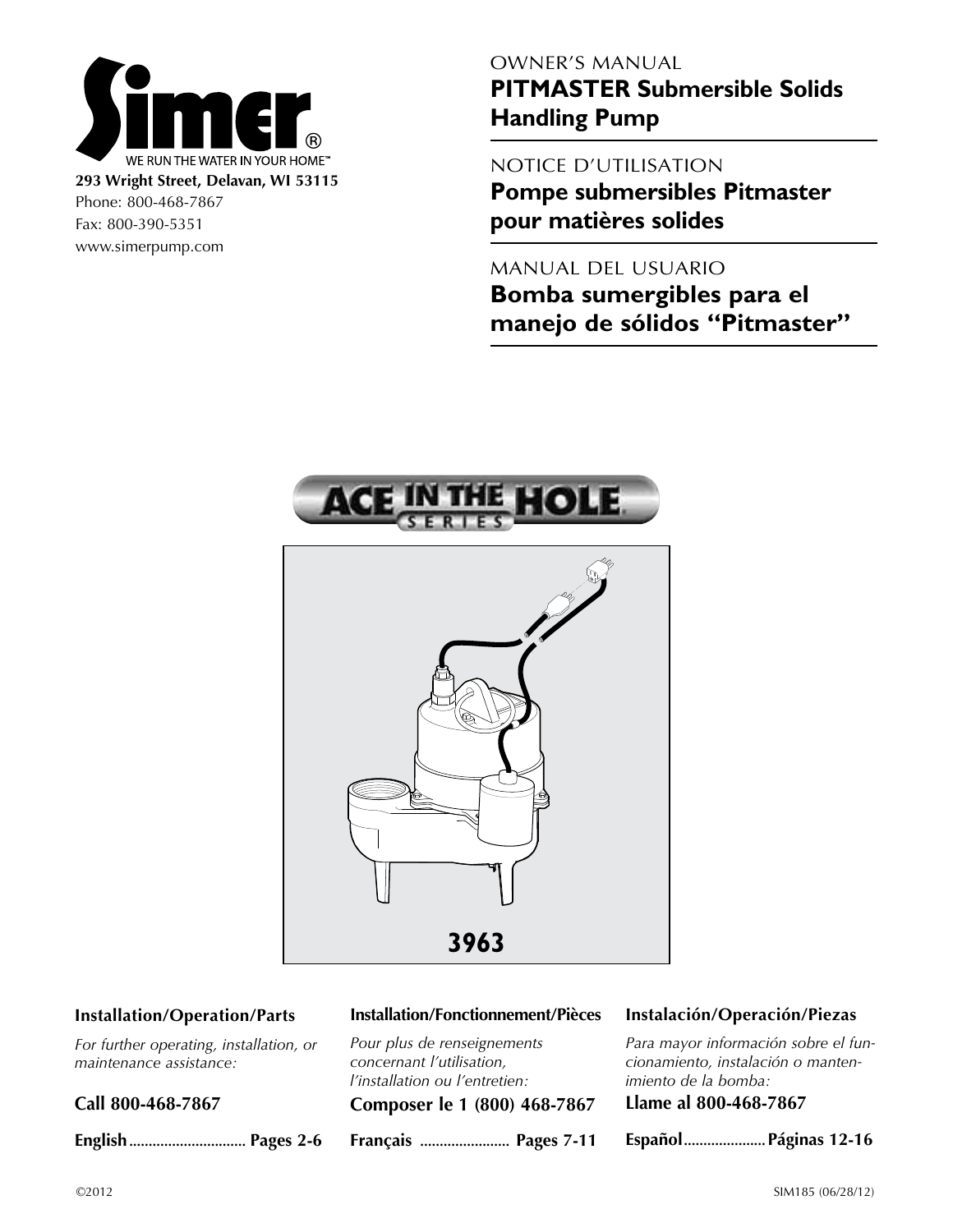Simer®

WE RUN THE WATER IN YOUR HOME™

**293 Wright Street, Delavan, WI 53115**
Phone: 800-468-7867
Fax: 800-390-5351
www.simerpump.com

OWNER'S MANUAL

# PITMASTER Submersible Solids Handling Pump

NOTICE D'UTILISATION

# Pompe submersibles Pitmaster pour matières solides

MANUAL DEL USUARIO

# Bomba sumergibles para el manejo de sólidos "Pitmaster"

ACE IN THE HOLE SERIES

**3963**

**Installation/Operation/Parts**

*For further operating, installation, or maintenance assistance:*

**Call 800-468-7867**

**English ............................. Pages 2-6**

**Installation/Fonctionnement/Pièces**

*Pour plus de renseignements concernant l'utilisation, l'installation ou l'entretien:*

**Composer le 1 (800) 468-7867**

**Français ...................... Pages 7-11**

**Instalación/Operación/Piezas**

*Para mayor información sobre el funcionamiento, instalación o mantenimiento de la bomba:*

**Llame al 800-468-7867**

**Español .................... Páginas 12-16**

©2012

SIM185 (06/28/12)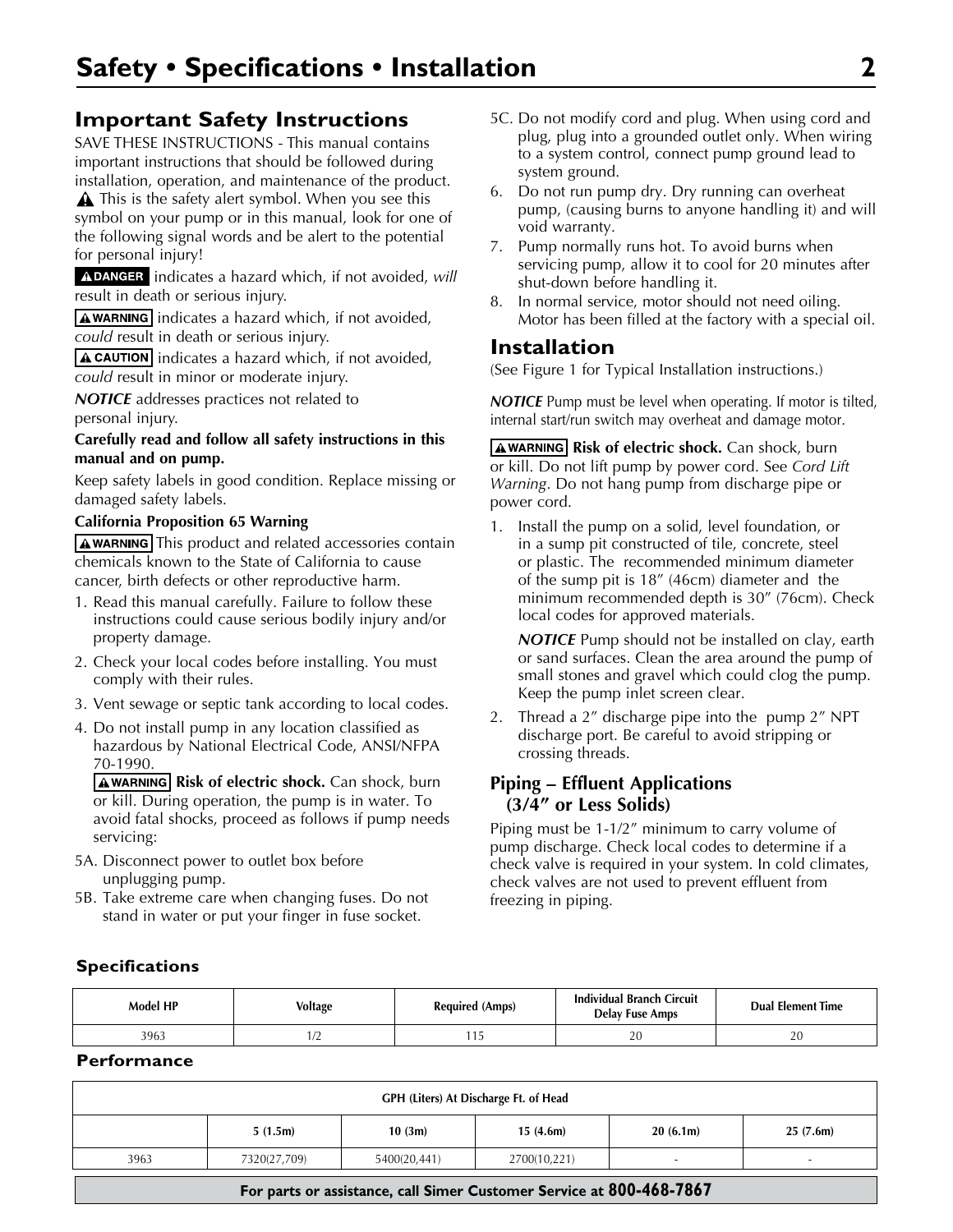## Important Safety Instructions

SAVE THESE INSTRUCTIONS - This manual contains important instructions that should be followed during installation, operation, and maintenance of the product.

⚠ This is the safety alert symbol. When you see this symbol on your pump or in this manual, look for one of the following signal words and be alert to the potential for personal injury!

**⚠ DANGER** indicates a hazard which, if not avoided, *will* result in death or serious injury.

**⚠ WARNING** indicates a hazard which, if not avoided, *could* result in death or serious injury.

**⚠ CAUTION** indicates a hazard which, if not avoided, *could* result in minor or moderate injury.

***NOTICE*** addresses practices not related to personal injury.

**Carefully read and follow all safety instructions in this manual and on pump.**

Keep safety labels in good condition. Replace missing or damaged safety labels.

**California Proposition 65 Warning**

**⚠ WARNING** This product and related accessories contain chemicals known to the State of California to cause cancer, birth defects or other reproductive harm.

1. Read this manual carefully. Failure to follow these instructions could cause serious bodily injury and/or property damage.
2. Check your local codes before installing. You must comply with their rules.
3. Vent sewage or septic tank according to local codes.
4. Do not install pump in any location classified as hazardous by National Electrical Code, ANSI/NFPA 70-1990.

   **⚠ WARNING** **Risk of electric shock.** Can shock, burn or kill. During operation, the pump is in water. To avoid fatal shocks, proceed as follows if pump needs servicing:

5A. Disconnect power to outlet box before unplugging pump.

5B. Take extreme care when changing fuses. Do not stand in water or put your finger in fuse socket.

5C. Do not modify cord and plug. When using cord and plug, plug into a grounded outlet only. When wiring to a system control, connect pump ground lead to system ground.

6. Do not run pump dry. Dry running can overheat pump, (causing burns to anyone handling it) and will void warranty.
7. Pump normally runs hot. To avoid burns when servicing pump, allow it to cool for 20 minutes after shut-down before handling it.
8. In normal service, motor should not need oiling. Motor has been filled at the factory with a special oil.

## Installation

(See Figure 1 for Typical Installation instructions.)

***NOTICE*** Pump must be level when operating. If motor is tilted, internal start/run switch may overheat and damage motor.

**⚠ WARNING** **Risk of electric shock.** Can shock, burn or kill. Do not lift pump by power cord. See *Cord Lift Warning*. Do not hang pump from discharge pipe or power cord.

1. Install the pump on a solid, level foundation, or in a sump pit constructed of tile, concrete, steel or plastic. The recommended minimum diameter of the sump pit is 18″ (46cm) diameter and the minimum recommended depth is 30″ (76cm). Check local codes for approved materials.

   ***NOTICE*** Pump should not be installed on clay, earth or sand surfaces. Clean the area around the pump of small stones and gravel which could clog the pump. Keep the pump inlet screen clear.

2. Thread a 2″ discharge pipe into the pump 2″ NPT discharge port. Be careful to avoid stripping or crossing threads.

### Piping – Effluent Applications (3/4″ or Less Solids)

Piping must be 1-1/2″ minimum to carry volume of pump discharge. Check local codes to determine if a check valve is required in your system. In cold climates, check valves are not used to prevent effluent from freezing in piping.

### Specifications

| Model HP | Voltage | Required (Amps) | Individual Branch Circuit Delay Fuse Amps | Dual Element Time |
|---|---|---|---|---|
| 3963 | 1/2 | 115 | 20 | 20 |

### Performance

| GPH (Liters) At Discharge Ft. of Head | | | | | |
|---|---|---|---|---|---|
| | 5 (1.5m) | 10 (3m) | 15 (4.6m) | 20 (6.1m) | 25 (7.6m) |
| 3963 | 7320(27,709) | 5400(20,441) | 2700(10,221) | - | - |

**For parts or assistance, call Simer Customer Service at 800-468-7867**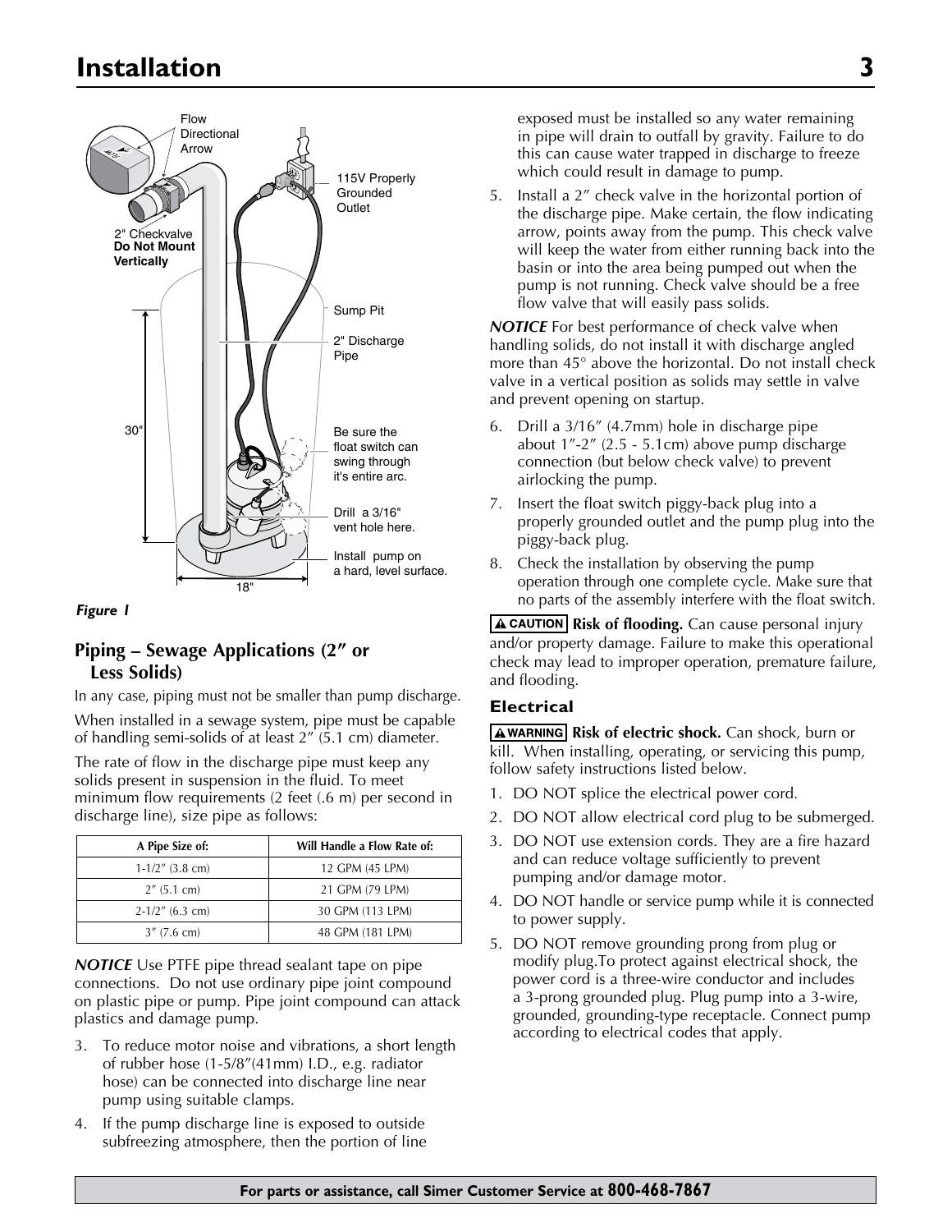## Installation

*Figure 1*

### Piping – Sewage Applications (2″ or Less Solids)

In any case, piping must not be smaller than pump discharge.

When installed in a sewage system, pipe must be capable of handling semi-solids of at least 2″ (5.1 cm) diameter.

The rate of flow in the discharge pipe must keep any solids present in suspension in the fluid. To meet minimum flow requirements (2 feet (.6 m) per second in discharge line), size pipe as follows:

| A Pipe Size of: | Will Handle a Flow Rate of: |
|---|---|
| 1-1/2″ (3.8 cm) | 12 GPM (45 LPM) |
| 2″ (5.1 cm) | 21 GPM (79 LPM) |
| 2-1/2″ (6.3 cm) | 30 GPM (113 LPM) |
| 3″ (7.6 cm) | 48 GPM (181 LPM) |

***NOTICE*** Use PTFE pipe thread sealant tape on pipe connections. Do not use ordinary pipe joint compound on plastic pipe or pump. Pipe joint compound can attack plastics and damage pump.

3. To reduce motor noise and vibrations, a short length of rubber hose (1-5/8″(41mm) I.D., e.g. radiator hose) can be connected into discharge line near pump using suitable clamps.
4. If the pump discharge line is exposed to outside subfreezing atmosphere, then the portion of line exposed must be installed so any water remaining in pipe will drain to outfall by gravity. Failure to do this can cause water trapped in discharge to freeze which could result in damage to pump.
5. Install a 2″ check valve in the horizontal portion of the discharge pipe. Make certain, the flow indicating arrow, points away from the pump. This check valve will keep the water from either running back into the basin or into the area being pumped out when the pump is not running. Check valve should be a free flow valve that will easily pass solids.

***NOTICE*** For best performance of check valve when handling solids, do not install it with discharge angled more than 45° above the horizontal. Do not install check valve in a vertical position as solids may settle in valve and prevent opening on startup.

6. Drill a 3/16″ (4.7mm) hole in discharge pipe about 1″-2″ (2.5 - 5.1cm) above pump discharge connection (but below check valve) to prevent airlocking the pump.
7. Insert the float switch piggy-back plug into a properly grounded outlet and the pump plug into the piggy-back plug.
8. Check the installation by observing the pump operation through one complete cycle. Make sure that no parts of the assembly interfere with the float switch.

**⚠ CAUTION** **Risk of flooding.** Can cause personal injury and/or property damage. Failure to make this operational check may lead to improper operation, premature failure, and flooding.

### Electrical

**⚠ WARNING** **Risk of electric shock.** Can shock, burn or kill. When installing, operating, or servicing this pump, follow safety instructions listed below.

1. DO NOT splice the electrical power cord.
2. DO NOT allow electrical cord plug to be submerged.
3. DO NOT use extension cords. They are a fire hazard and can reduce voltage sufficiently to prevent pumping and/or damage motor.
4. DO NOT handle or service pump while it is connected to power supply.
5. DO NOT remove grounding prong from plug or modify plug.To protect against electrical shock, the power cord is a three-wire conductor and includes a 3-prong grounded plug. Plug pump into a 3-wire, grounded, grounding-type receptacle. Connect pump according to electrical codes that apply.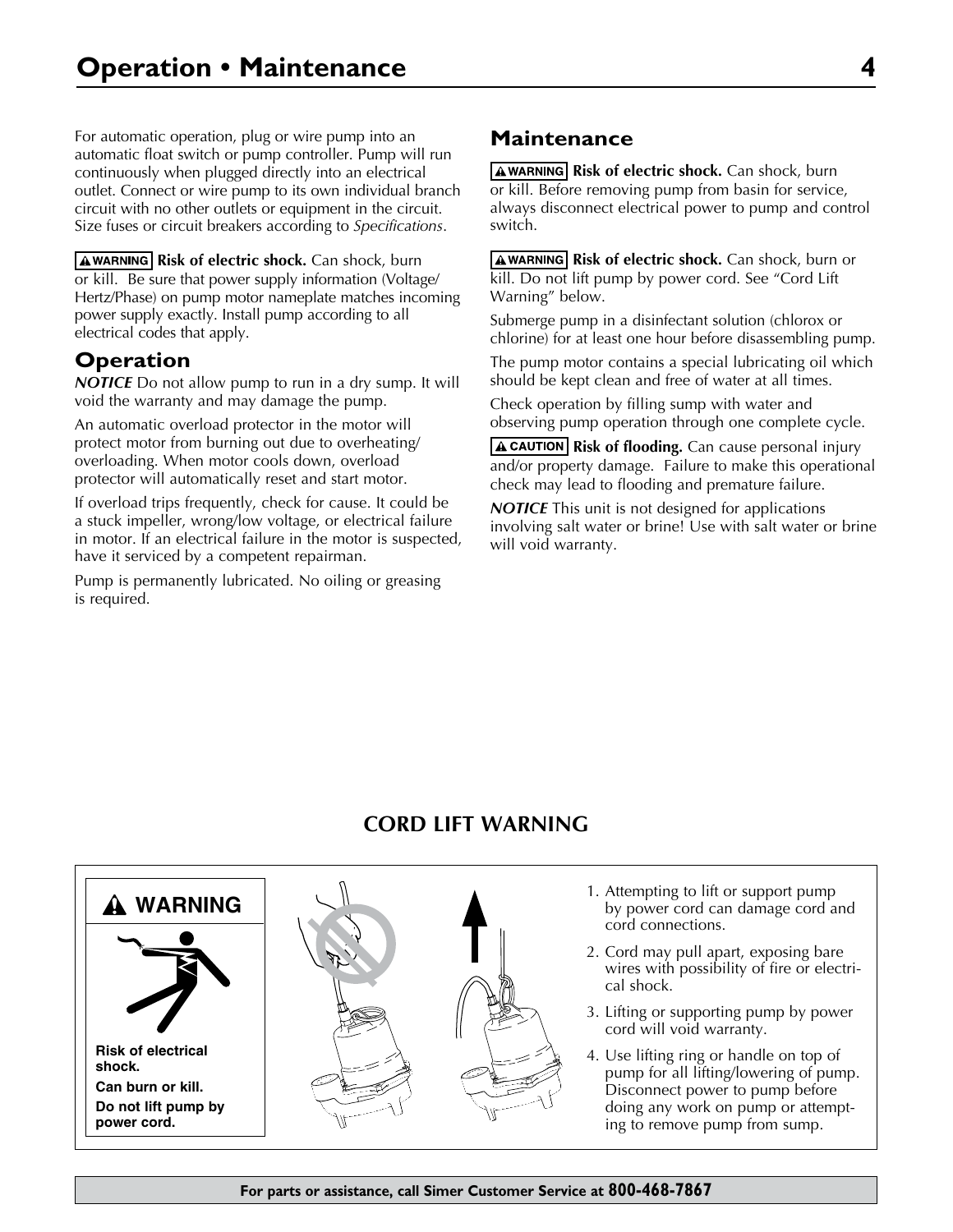For automatic operation, plug or wire pump into an automatic float switch or pump controller. Pump will run continuously when plugged directly into an electrical outlet. Connect or wire pump to its own individual branch circuit with no other outlets or equipment in the circuit. Size fuses or circuit breakers according to *Specifications*.

**WARNING** **Risk of electric shock.** Can shock, burn or kill. Be sure that power supply information (Voltage/Hertz/Phase) on pump motor nameplate matches incoming power supply exactly. Install pump according to all electrical codes that apply.

## Operation

***NOTICE*** Do not allow pump to run in a dry sump. It will void the warranty and may damage the pump.

An automatic overload protector in the motor will protect motor from burning out due to overheating/overloading. When motor cools down, overload protector will automatically reset and start motor.

If overload trips frequently, check for cause. It could be a stuck impeller, wrong/low voltage, or electrical failure in motor. If an electrical failure in the motor is suspected, have it serviced by a competent repairman.

Pump is permanently lubricated. No oiling or greasing is required.

## Maintenance

**WARNING** **Risk of electric shock.** Can shock, burn or kill. Before removing pump from basin for service, always disconnect electrical power to pump and control switch.

**WARNING** **Risk of electric shock.** Can shock, burn or kill. Do not lift pump by power cord. See "Cord Lift Warning" below.

Submerge pump in a disinfectant solution (chlorox or chlorine) for at least one hour before disassembling pump.

The pump motor contains a special lubricating oil which should be kept clean and free of water at all times.

Check operation by filling sump with water and observing pump operation through one complete cycle.

**CAUTION** **Risk of flooding.** Can cause personal injury and/or property damage. Failure to make this operational check may lead to flooding and premature failure.

***NOTICE*** This unit is not designed for applications involving salt water or brine! Use with salt water or brine will void warranty.

## CORD LIFT WARNING

**WARNING**

**Risk of electrical shock.**

**Can burn or kill.**

**Do not lift pump by power cord.**

1. Attempting to lift or support pump by power cord can damage cord and cord connections.
2. Cord may pull apart, exposing bare wires with possibility of fire or electrical shock.
3. Lifting or supporting pump by power cord will void warranty.
4. Use lifting ring or handle on top of pump for all lifting/lowering of pump. Disconnect power to pump before doing any work on pump or attempting to remove pump from sump.

**For parts or assistance, call Simer Customer Service at 800-468-7867**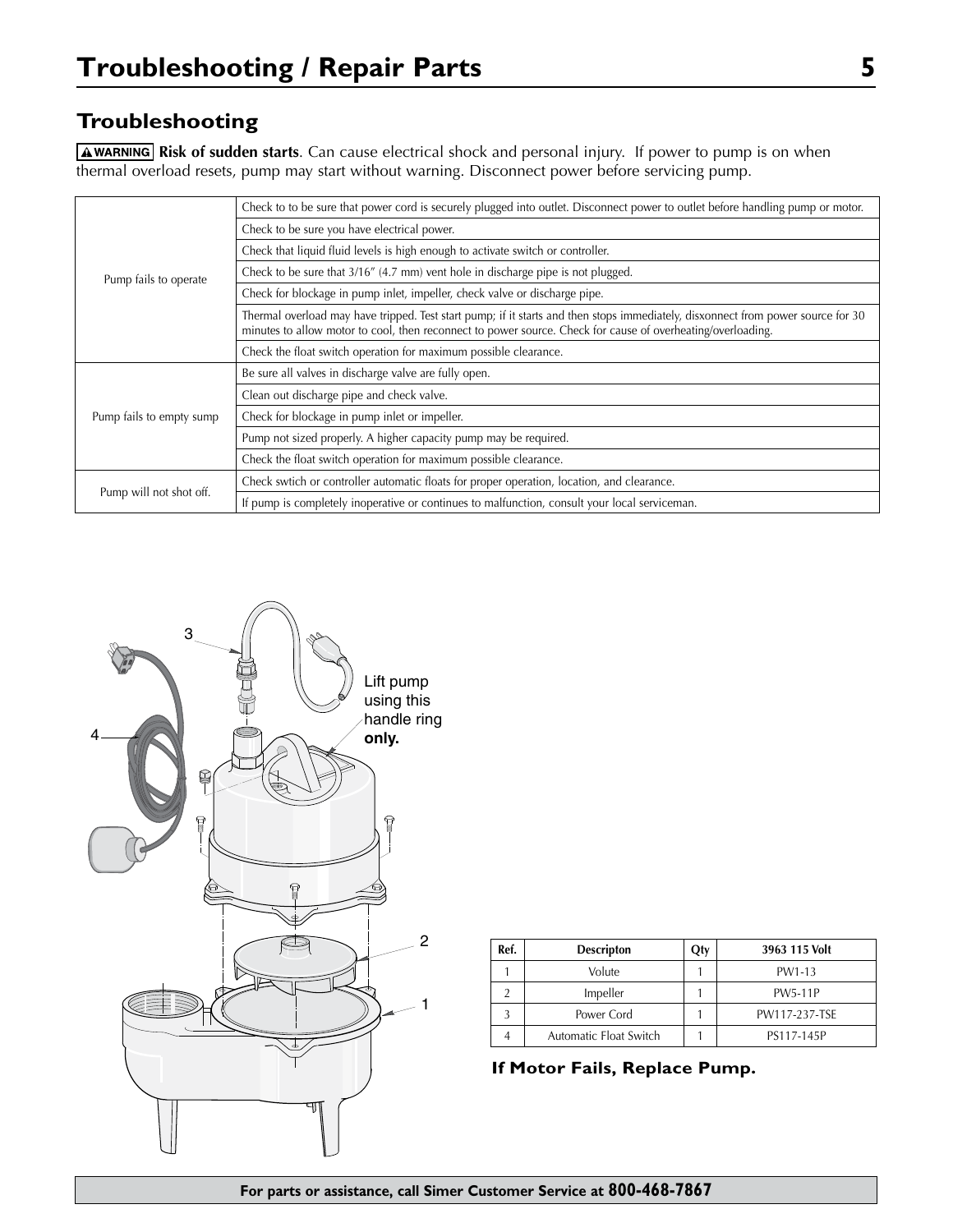# Troubleshooting / Repair Parts

## Troubleshooting

**⚠WARNING** **Risk of sudden starts**. Can cause electrical shock and personal injury. If power to pump is on when thermal overload resets, pump may start without warning. Disconnect power before servicing pump.

| | |
|---|---|
| Pump fails to operate | Check to to be sure that power cord is securely plugged into outlet. Disconnect power to outlet before handling pump or motor. |
| | Check to be sure you have electrical power. |
| | Check that liquid fluid levels is high enough to activate switch or controller. |
| | Check to be sure that 3/16" (4.7 mm) vent hole in discharge pipe is not plugged. |
| | Check for blockage in pump inlet, impeller, check valve or discharge pipe. |
| | Thermal overload may have tripped. Test start pump; if it starts and then stops immediately, disxonnect from power source for 30 minutes to allow motor to cool, then reconnect to power source. Check for cause of overheating/overloading. |
| | Check the float switch operation for maximum possible clearance. |
| Pump fails to empty sump | Be sure all valves in discharge valve are fully open. |
| | Clean out discharge pipe and check valve. |
| | Check for blockage in pump inlet or impeller. |
| | Pump not sized properly. A higher capacity pump may be required. |
| | Check the float switch operation for maximum possible clearance. |
| Pump will not shot off. | Check swtich or controller automatic floats for proper operation, location, and clearance. |
| | If pump is completely inoperative or continues to malfunction, consult your local serviceman. |

Lift pump using this handle ring **only.**

| Ref. | Descripton | Qty | 3963 115 Volt |
|---|---|---|---|
| 1 | Volute | 1 | PW1-13 |
| 2 | Impeller | 1 | PW5-11P |
| 3 | Power Cord | 1 | PW117-237-TSE |
| 4 | Automatic Float Switch | 1 | PS117-145P |

**If Motor Fails, Replace Pump.**

**For parts or assistance, call Simer Customer Service at 800-468-7867**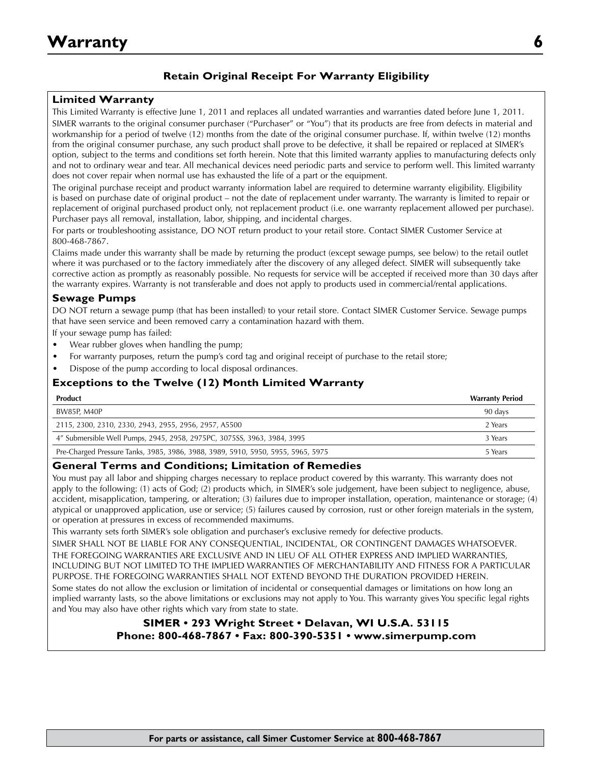# Warranty

**Retain Original Receipt For Warranty Eligibility**

## Limited Warranty

This Limited Warranty is effective June 1, 2011 and replaces all undated warranties and warranties dated before June 1, 2011.

SIMER warrants to the original consumer purchaser ("Purchaser" or "You") that its products are free from defects in material and workmanship for a period of twelve (12) months from the date of the original consumer purchase. If, within twelve (12) months from the original consumer purchase, any such product shall prove to be defective, it shall be repaired or replaced at SIMER's option, subject to the terms and conditions set forth herein. Note that this limited warranty applies to manufacturing defects only and not to ordinary wear and tear. All mechanical devices need periodic parts and service to perform well. This limited warranty does not cover repair when normal use has exhausted the life of a part or the equipment.

The original purchase receipt and product warranty information label are required to determine warranty eligibility. Eligibility is based on purchase date of original product – not the date of replacement under warranty. The warranty is limited to repair or replacement of original purchased product only, not replacement product (i.e. one warranty replacement allowed per purchase). Purchaser pays all removal, installation, labor, shipping, and incidental charges.

For parts or troubleshooting assistance, DO NOT return product to your retail store. Contact SIMER Customer Service at 800-468-7867.

Claims made under this warranty shall be made by returning the product (except sewage pumps, see below) to the retail outlet where it was purchased or to the factory immediately after the discovery of any alleged defect. SIMER will subsequently take corrective action as promptly as reasonably possible. No requests for service will be accepted if received more than 30 days after the warranty expires. Warranty is not transferable and does not apply to products used in commercial/rental applications.

## Sewage Pumps

DO NOT return a sewage pump (that has been installed) to your retail store. Contact SIMER Customer Service. Sewage pumps that have seen service and been removed carry a contamination hazard with them.

If your sewage pump has failed:

- Wear rubber gloves when handling the pump;
- For warranty purposes, return the pump's cord tag and original receipt of purchase to the retail store;
- Dispose of the pump according to local disposal ordinances.

## Exceptions to the Twelve (12) Month Limited Warranty

| Product | Warranty Period |
|---|---|
| BW85P, M40P | 90 days |
| 2115, 2300, 2310, 2330, 2943, 2955, 2956, 2957, A5500 | 2 Years |
| 4" Submersible Well Pumps, 2945, 2958, 2975PC, 3075SS, 3963, 3984, 3995 | 3 Years |
| Pre-Charged Pressure Tanks, 3985, 3986, 3988, 3989, 5910, 5950, 5955, 5965, 5975 | 5 Years |

## General Terms and Conditions; Limitation of Remedies

You must pay all labor and shipping charges necessary to replace product covered by this warranty. This warranty does not apply to the following: (1) acts of God; (2) products which, in SIMER's sole judgement, have been subject to negligence, abuse, accident, misapplication, tampering, or alteration; (3) failures due to improper installation, operation, maintenance or storage; (4) atypical or unapproved application, use or service; (5) failures caused by corrosion, rust or other foreign materials in the system, or operation at pressures in excess of recommended maximums.

This warranty sets forth SIMER's sole obligation and purchaser's exclusive remedy for defective products.

SIMER SHALL NOT BE LIABLE FOR ANY CONSEQUENTIAL, INCIDENTAL, OR CONTINGENT DAMAGES WHATSOEVER.

THE FOREGOING WARRANTIES ARE EXCLUSIVE AND IN LIEU OF ALL OTHER EXPRESS AND IMPLIED WARRANTIES, INCLUDING BUT NOT LIMITED TO THE IMPLIED WARRANTIES OF MERCHANTABILITY AND FITNESS FOR A PARTICULAR PURPOSE. THE FOREGOING WARRANTIES SHALL NOT EXTEND BEYOND THE DURATION PROVIDED HEREIN.

Some states do not allow the exclusion or limitation of incidental or consequential damages or limitations on how long an implied warranty lasts, so the above limitations or exclusions may not apply to You. This warranty gives You specific legal rights and You may also have other rights which vary from state to state.

**SIMER • 293 Wright Street • Delavan, WI U.S.A. 53115**
**Phone: 800-468-7867 • Fax: 800-390-5351 • www.simerpump.com**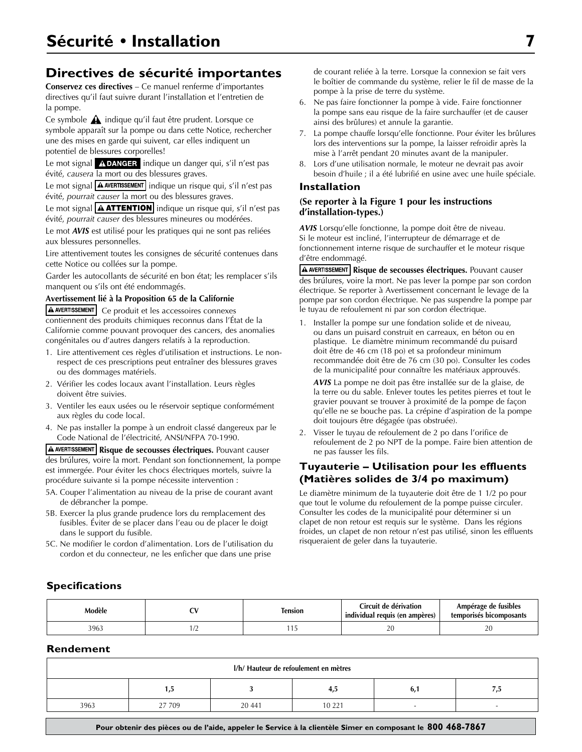# Sécurité • Installation

## Directives de sécurité importantes

**Conservez ces directives** – Ce manuel renferme d'importantes directives qu'il faut suivre durant l'installation et l'entretien de la pompe.

Ce symbole ⚠ indique qu'il faut être prudent. Lorsque ce symbole apparaît sur la pompe ou dans cette Notice, rechercher une des mises en garde qui suivent, car elles indiquent un potentiel de blessures corporelles!

Le mot signal **⚠DANGER** indique un danger qui, s'il n'est pas évité, *causera* la mort ou des blessures graves.

Le mot signal **⚠AVERTISSEMENT** indique un risque qui, s'il n'est pas évité, *pourrait causer* la mort ou des blessures graves.

Le mot signal **⚠ATTENTION** indique un risque qui, s'il n'est pas évité, *pourrait causer* des blessures mineures ou modérées.

Le mot ***AVIS*** est utilisé pour les pratiques qui ne sont pas reliées aux blessures personnelles.

Lire attentivement toutes les consignes de sécurité contenues dans cette Notice ou collées sur la pompe.

Garder les autocollants de sécurité en bon état; les remplacer s'ils manquent ou s'ils ont été endommagés.

**Avertissement lié à la Proposition 65 de la Californie**

**⚠AVERTISSEMENT** Ce produit et les accessoires connexes contiennent des produits chimiques reconnus dans l'État de la Californie comme pouvant provoquer des cancers, des anomalies congénitales ou d'autres dangers relatifs à la reproduction.

1. Lire attentivement ces règles d'utilisation et instructions. Le non-respect de ces prescriptions peut entraîner des blessures graves ou des dommages matériels.
2. Vérifier les codes locaux avant l'installation. Leurs règles doivent être suivies.
3. Ventiler les eaux usées ou le réservoir septique conformément aux règles du code local.
4. Ne pas installer la pompe à un endroit classé dangereux par le Code National de l'électricité, ANSI/NFPA 70-1990.

**⚠AVERTISSEMENT Risque de secousses électriques.** Pouvant causer des brûlures, voire la mort. Pendant son fonctionnement, la pompe est immergée. Pour éviter les chocs électriques mortels, suivre la procédure suivante si la pompe nécessite intervention :

5A. Couper l'alimentation au niveau de la prise de courant avant de débrancher la pompe.

5B. Exercer la plus grande prudence lors du remplacement des fusibles. Éviter de se placer dans l'eau ou de placer le doigt dans le support du fusible.

5C. Ne modifier le cordon d'alimentation. Lors de l'utilisation du cordon et du connecteur, ne les enficher que dans une prise de courant reliée à la terre. Lorsque la connexion se fait vers le boîtier de commande du système, relier le fil de masse de la pompe à la prise de terre du système.

6. Ne pas faire fonctionner la pompe à vide. Faire fonctionner la pompe sans eau risque de la faire surchauffer (et de causer ainsi des brûlures) et annule la garantie.
7. La pompe chauffe lorsqu'elle fonctionne. Pour éviter les brûlures lors des interventions sur la pompe, la laisser refroidir après la mise à l'arrêt pendant 20 minutes avant de la manipuler.
8. Lors d'une utilisation normale, le moteur ne devrait pas avoir besoin d'huile ; il a été lubrifié en usine avec une huile spéciale.

### Installation

**(Se reporter à la Figure 1 pour les instructions d'installation-types.)**

***AVIS*** Lorsqu'elle fonctionne, la pompe doit être de niveau. Si le moteur est incliné, l'interrupteur de démarrage et de fonctionnement interne risque de surchauffer et le moteur risque d'être endommagé.

**⚠AVERTISSEMENT Risque de secousses électriques.** Pouvant causer des brûlures, voire la mort. Ne pas lever la pompe par son cordon électrique. Se reporter à Avertissement concernant le levage de la pompe par son cordon électrique. Ne pas suspendre la pompe par le tuyau de refoulement ni par son cordon électrique.

1. Installer la pompe sur une fondation solide et de niveau, ou dans un puisard construit en carreaux, en béton ou en plastique. Le diamètre minimum recommandé du puisard doit être de 46 cm (18 po) et sa profondeur minimum recommandée doit être de 76 cm (30 po). Consulter les codes de la municipalité pour connaître les matériaux approuvés.

   ***AVIS*** La pompe ne doit pas être installée sur de la glaise, de la terre ou du sable. Enlever toutes les petites pierres et tout le gravier pouvant se trouver à proximité de la pompe de façon qu'elle ne se bouche pas. La crépine d'aspiration de la pompe doit toujours être dégagée (pas obstruée).

2. Visser le tuyau de refoulement de 2 po dans l'orifice de refoulement de 2 po NPT de la pompe. Faire bien attention de ne pas fausser les fils.

## Tuyauterie – Utilisation pour les effluents (Matières solides de 3/4 po maximum)

Le diamètre minimum de la tuyauterie doit être de 1 1/2 po pour que tout le volume du refoulement de la pompe puisse circuler. Consulter les codes de la municipalité pour déterminer si un clapet de non retour est requis sur le système. Dans les régions froides, un clapet de non retour n'est pas utilisé, sinon les effluents risqueraient de geler dans la tuyauterie.

### Specifications

| Modèle | CV | Tension | Circuit de dérivation individual requis (en ampères) | Ampérage de fusibles temporisés bicomposants |
|---|---|---|---|---|
| 3963 | 1/2 | 115 | 20 | 20 |

### Rendement

| l/h/ Hauteur de refoulement en mètres | | | | | |
|---|---|---|---|---|---|
| | 1,5 | 3 | 4,5 | 6,1 | 7,5 |
| 3963 | 27 709 | 20 441 | 10 221 | - | - |

**Pour obtenir des pièces ou de l'aide, appeler le Service à la clientèle Simer en composant le 800 468-7867**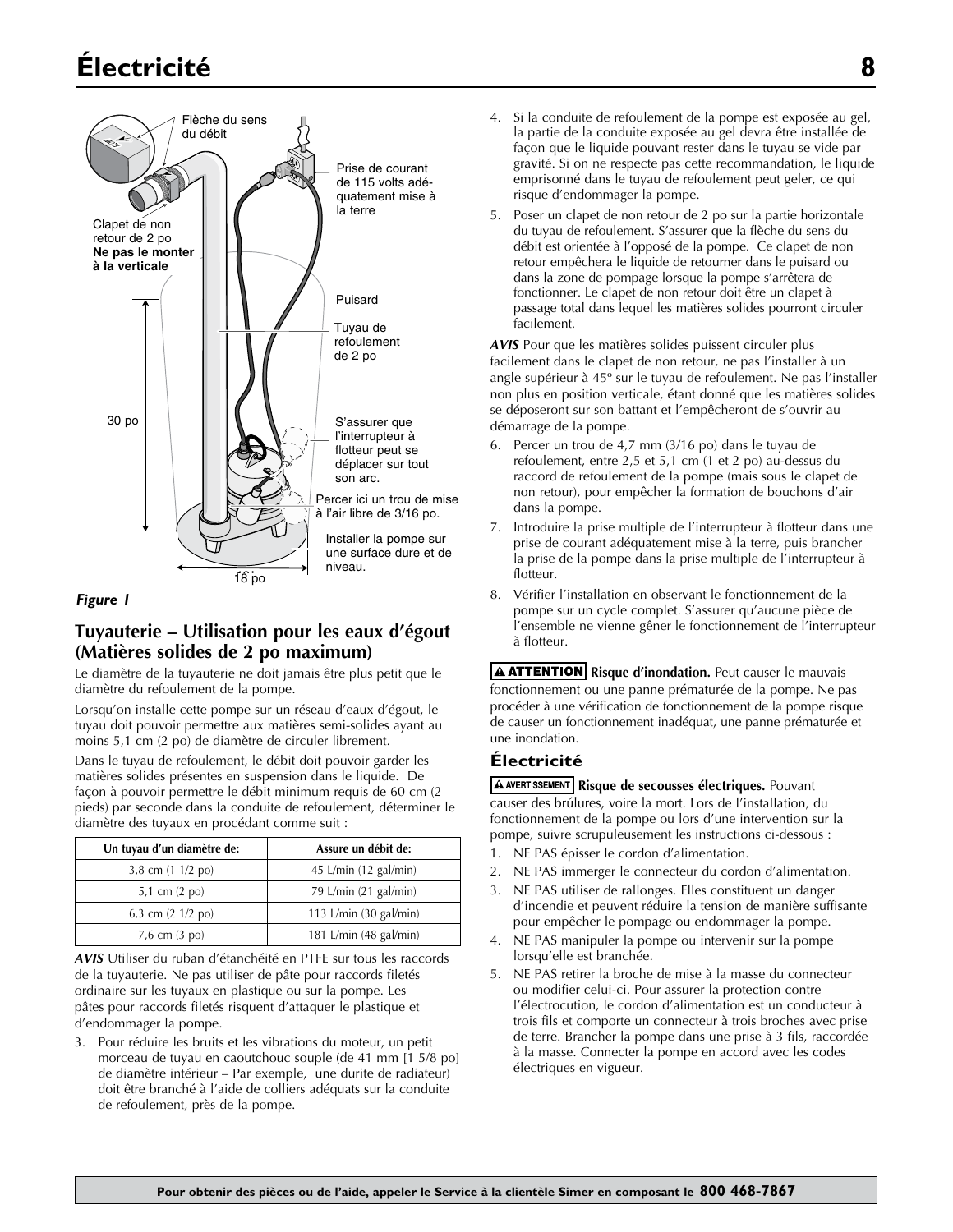# Électricité

Flèche du sens du débit

Prise de courant de 115 volts adéquatement mise à la terre

Clapet de non retour de 2 po **Ne pas le monter à la verticale**

Puisard

Tuyau de refoulement de 2 po

30 po

S'assurer que l'interrupteur à flotteur peut se déplacer sur tout son arc.

Percer ici un trou de mise à l'air libre de 3/16 po.

Installer la pompe sur une surface dure et de niveau.

18 po

***Figure 1***

## Tuyauterie – Utilisation pour les eaux d'égout (Matières solides de 2 po maximum)

Le diamètre de la tuyauterie ne doit jamais être plus petit que le diamètre du refoulement de la pompe.

Lorsqu'on installe cette pompe sur un réseau d'eaux d'égout, le tuyau doit pouvoir permettre aux matières semi-solides ayant au moins 5,1 cm (2 po) de diamètre de circuler librement.

Dans le tuyau de refoulement, le débit doit pouvoir garder les matières solides présentes en suspension dans le liquide. De façon à pouvoir permettre le débit minimum requis de 60 cm (2 pieds) par seconde dans la conduite de refoulement, déterminer le diamètre des tuyaux en procédant comme suit :

| Un tuyau d'un diamètre de: | Assure un débit de: |
|---|---|
| 3,8 cm (1 1/2 po) | 45 L/min (12 gal/min) |
| 5,1 cm (2 po) | 79 L/min (21 gal/min) |
| 6,3 cm (2 1/2 po) | 113 L/min (30 gal/min) |
| 7,6 cm (3 po) | 181 L/min (48 gal/min) |

***AVIS*** Utiliser du ruban d'étanchéité en PTFE sur tous les raccords de la tuyauterie. Ne pas utiliser de pâte pour raccords filetés ordinaire sur les tuyaux en plastique ou sur la pompe. Les pâtes pour raccords filetés risquent d'attaquer le plastique et d'endommager la pompe.

3. Pour réduire les bruits et les vibrations du moteur, un petit morceau de tuyau en caoutchouc souple (de 41 mm [1 5/8 po] de diamètre intérieur – Par exemple, une durite de radiateur) doit être branché à l'aide de colliers adéquats sur la conduite de refoulement, près de la pompe.
4. Si la conduite de refoulement de la pompe est exposée au gel, la partie de la conduite exposée au gel devra être installée de façon que le liquide pouvant rester dans le tuyau se vide par gravité. Si on ne respecte pas cette recommandation, le liquide emprisonné dans le tuyau de refoulement peut geler, ce qui risque d'endommager la pompe.
5. Poser un clapet de non retour de 2 po sur la partie horizontale du tuyau de refoulement. S'assurer que la flèche du sens du débit est orientée à l'opposé de la pompe. Ce clapet de non retour empêchera le liquide de retourner dans le puisard ou dans la zone de pompage lorsque la pompe s'arrêtera de fonctionner. Le clapet de non retour doit être un clapet à passage total dans lequel les matières solides pourront circuler facilement.

***AVIS*** Pour que les matières solides puissent circuler plus facilement dans le clapet de non retour, ne pas l'installer à un angle supérieur à 45º sur le tuyau de refoulement. Ne pas l'installer non plus en position verticale, étant donné que les matières solides se déposeront sur son battant et l'empêcheront de s'ouvrir au démarrage de la pompe.

6. Percer un trou de 4,7 mm (3/16 po) dans le tuyau de refoulement, entre 2,5 et 5,1 cm (1 et 2 po) au-dessus du raccord de refoulement de la pompe (mais sous le clapet de non retour), pour empêcher la formation de bouchons d'air dans la pompe.
7. Introduire la prise multiple de l'interrupteur à flotteur dans une prise de courant adéquatement mise à la terre, puis brancher la prise de la pompe dans la prise multiple de l'interrupteur à flotteur.
8. Vérifier l'installation en observant le fonctionnement de la pompe sur un cycle complet. S'assurer qu'aucune pièce de l'ensemble ne vienne gêner le fonctionnement de l'interrupteur à flotteur.

**⚠ ATTENTION** **Risque d'inondation.** Peut causer le mauvais fonctionnement ou une panne prématurée de la pompe. Ne pas procéder à une vérification de fonctionnement de la pompe risque de causer un fonctionnement inadéquat, une panne prématurée et une inondation.

## Électricité

**⚠ AVERTISSEMENT** **Risque de secousses électriques.** Pouvant causer des brûlures, voire la mort. Lors de l'installation, du fonctionnement de la pompe ou lors d'une intervention sur la pompe, suivre scrupuleusement les instructions ci-dessous :

1. NE PAS épisser le cordon d'alimentation.
2. NE PAS immerger le connecteur du cordon d'alimentation.
3. NE PAS utiliser de rallonges. Elles constituent un danger d'incendie et peuvent réduire la tension de manière suffisante pour empêcher le pompage ou endommager la pompe.
4. NE PAS manipuler la pompe ou intervenir sur la pompe lorsqu'elle est branchée.
5. NE PAS retirer la broche de mise à la masse du connecteur ou modifier celui-ci. Pour assurer la protection contre l'électrocution, le cordon d'alimentation est un conducteur à trois fils et comporte un connecteur à trois broches avec prise de terre. Brancher la pompe dans une prise à 3 fils, raccordée à la masse. Connecter la pompe en accord avec les codes électriques en vigueur.

**Pour obtenir des pièces ou de l'aide, appeler le Service à la clientèle Simer en composant le 800 468-7867**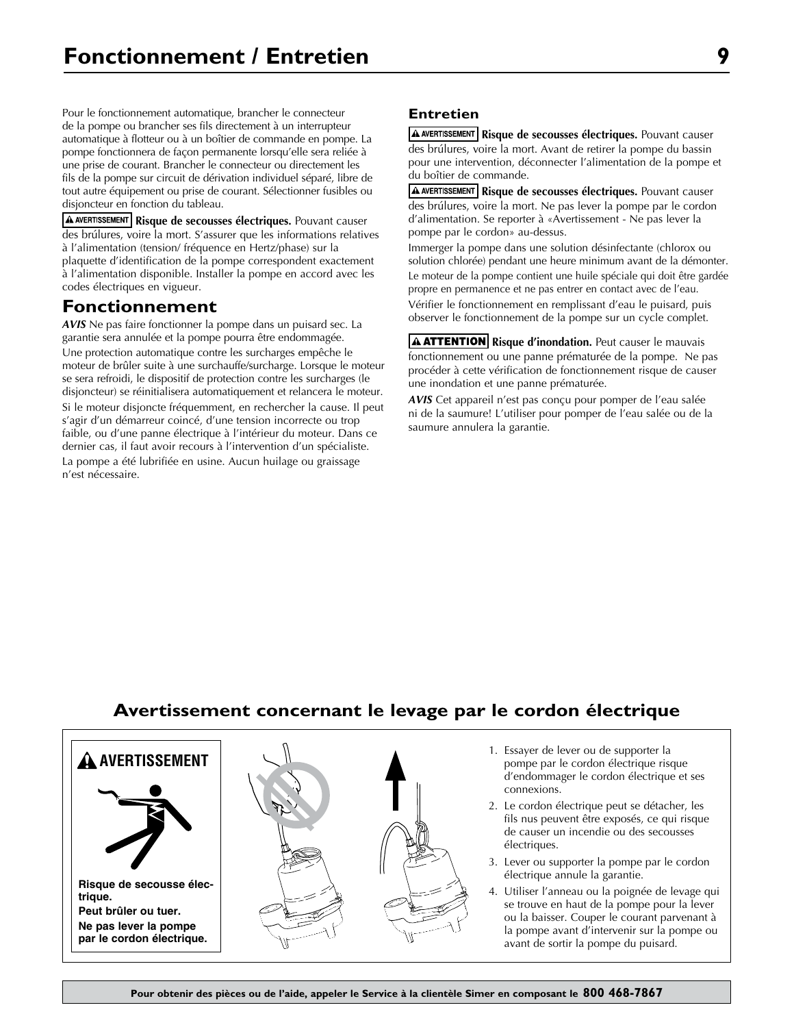# Fonctionnement / Entretien

Pour le fonctionnement automatique, brancher le connecteur de la pompe ou brancher ses fils directement à un interrupteur automatique à flotteur ou à un boîtier de commande en pompe. La pompe fonctionnera de façon permanente lorsqu'elle sera reliée à une prise de courant. Brancher le connecteur ou directement les fils de la pompe sur circuit de dérivation individuel séparé, libre de tout autre équipement ou prise de courant. Sélectionner fusibles ou disjoncteur en fonction du tableau.

**⚠ AVERTISSEMENT** **Risque de secousses électriques.** Pouvant causer des brûlures, voire la mort. S'assurer que les informations relatives à l'alimentation (tension/ fréquence en Hertz/phase) sur la plaquette d'identification de la pompe correspondent exactement à l'alimentation disponible. Installer la pompe en accord avec les codes électriques en vigueur.

## Fonctionnement

***AVIS*** Ne pas faire fonctionner la pompe dans un puisard sec. La garantie sera annulée et la pompe pourra être endommagée.

Une protection automatique contre les surcharges empêche le moteur de brûler suite à une surchauffe/surcharge. Lorsque le moteur se sera refroidi, le dispositif de protection contre les surcharges (le disjoncteur) se réinitialisera automatiquement et relancera le moteur.

Si le moteur disjoncte fréquemment, en rechercher la cause. Il peut s'agir d'un démarreur coincé, d'une tension incorrecte ou trop faible, ou d'une panne électrique à l'intérieur du moteur. Dans ce dernier cas, il faut avoir recours à l'intervention d'un spécialiste.

La pompe a été lubrifiée en usine. Aucun huilage ou graissage n'est nécessaire.

### Entretien

**⚠ AVERTISSEMENT** **Risque de secousses électriques.** Pouvant causer des brûlures, voire la mort. Avant de retirer la pompe du bassin pour une intervention, déconnecter l'alimentation de la pompe et du boîtier de commande.

**⚠ AVERTISSEMENT** **Risque de secousses électriques.** Pouvant causer des brûlures, voire la mort. Ne pas lever la pompe par le cordon d'alimentation. Se reporter à «Avertissement - Ne pas lever la pompe par le cordon» au-dessus.

Immerger la pompe dans une solution désinfectante (chlorox ou solution chlorée) pendant une heure minimum avant de la démonter.

Le moteur de la pompe contient une huile spéciale qui doit être gardée propre en permanence et ne pas entrer en contact avec de l'eau.

Vérifier le fonctionnement en remplissant d'eau le puisard, puis observer le fonctionnement de la pompe sur un cycle complet.

**⚠ ATTENTION** **Risque d'inondation.** Peut causer le mauvais fonctionnement ou une panne prématurée de la pompe. Ne pas procéder à cette vérification de fonctionnement risque de causer une inondation et une panne prématurée.

***AVIS*** Cet appareil n'est pas conçu pour pomper de l'eau salée ni de la saumure! L'utiliser pour pomper de l'eau salée ou de la saumure annulera la garantie.

## Avertissement concernant le levage par le cordon électrique

**⚠ AVERTISSEMENT**

**Risque de secousse électrique.**

**Peut brûler ou tuer.**

**Ne pas lever la pompe par le cordon électrique.**

1. Essayer de lever ou de supporter la pompe par le cordon électrique risque d'endommager le cordon électrique et ses connexions.
2. Le cordon électrique peut se détacher, les fils nus peuvent être exposés, ce qui risque de causer un incendie ou des secousses électriques.
3. Lever ou supporter la pompe par le cordon électrique annule la garantie.
4. Utiliser l'anneau ou la poignée de levage qui se trouve en haut de la pompe pour la lever ou la baisser. Couper le courant parvenant à la pompe avant d'intervenir sur la pompe ou avant de sortir la pompe du puisard.

**Pour obtenir des pièces ou de l'aide, appeler le Service à la clientèle Simer en composant le 800 468-7867**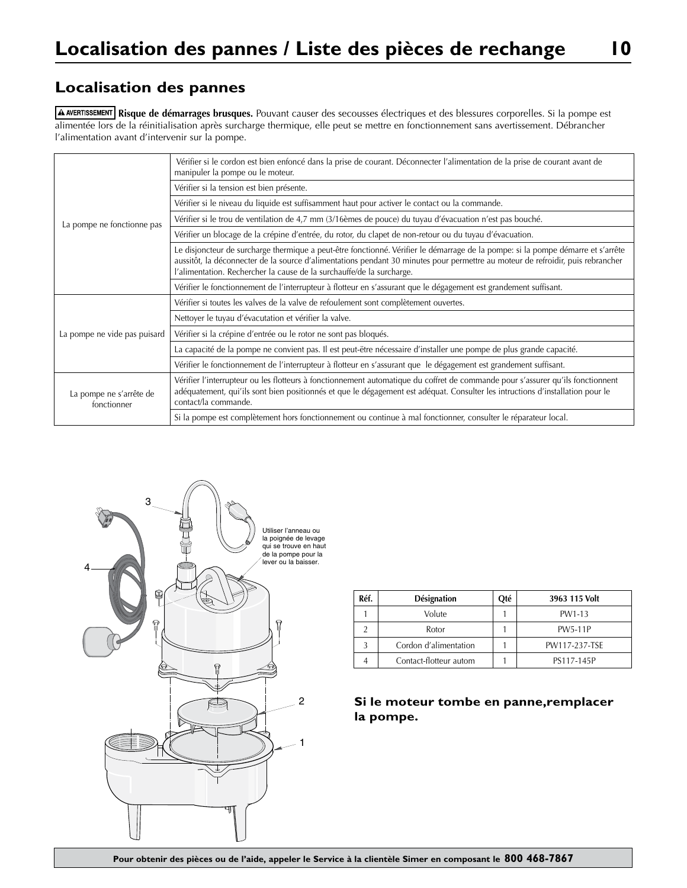# Localisation des pannes / Liste des pièces de rechange

## Localisation des pannes

**⚠ AVERTISSEMENT** **Risque de démarrages brusques.** Pouvant causer des secousses électriques et des blessures corporelles. Si la pompe est alimentée lors de la réinitialisation après surcharge thermique, elle peut se mettre en fonctionnement sans avertissement. Débrancher l'alimentation avant d'intervenir sur la pompe.

| | |
|---|---|
| La pompe ne fonctionne pas | Vérifier si le cordon est bien enfoncé dans la prise de courant. Déconnecter l'alimentation de la prise de courant avant de manipuler la pompe ou le moteur. |
| | Vérifier si la tension est bien présente. |
| | Vérifier si le niveau du liquide est suffisamment haut pour activer le contact ou la commande. |
| | Vérifier si le trou de ventilation de 4,7 mm (3/16èmes de pouce) du tuyau d'évacuation n'est pas bouché. |
| | Vérifier un blocage de la crépine d'entrée, du rotor, du clapet de non-retour ou du tuyau d'évacuation. |
| | Le disjoncteur de surcharge thermique a peut-être fonctionné. Vérifier le démarrage de la pompe: si la pompe démarre et s'arrête aussitôt, la déconnecter de la source d'alimentations pendant 30 minutes pour permettre au moteur de refroidir, puis rebrancher l'alimentation. Rechercher la cause de la surchauffe/de la surcharge. |
| | Vérifier le fonctionnement de l'interrupteur à flotteur en s'assurant que le dégagement est grandement suffisant. |
| La pompe ne vide pas puisard | Vérifier si toutes les valves de la valve de refoulement sont complètement ouvertes. |
| | Nettoyer le tuyau d'évacutation et vérifier la valve. |
| | Vérifier si la crépine d'entrée ou le rotor ne sont pas bloqués. |
| | La capacité de la pompe ne convient pas. Il est peut-être nécessaire d'installer une pompe de plus grande capacité. |
| | Vérifier le fonctionnement de l'interrupteur à flotteur en s'assurant que le dégagement est grandement suffisant. |
| La pompe ne s'arrête de fonctionner | Vérifier l'interrupteur ou les flotteurs à fonctionnement automatique du coffret de commande pour s'assurer qu'ils fonctionnent adéquatement, qu'ils sont bien positionnés et que le dégagement est adéquat. Consulter les intructions d'installation pour le contact/la commande. |
| | Si la pompe est complètement hors fonctionnement ou continue à mal fonctionner, consulter le réparateur local. |

Utiliser l'anneau ou la poignée de levage qui se trouve en haut de la pompe pour la lever ou la baisser.

| Réf. | Désignation | Qté | 3963 115 Volt |
|---|---|---|---|
| 1 | Volute | 1 | PW1-13 |
| 2 | Rotor | 1 | PW5-11P |
| 3 | Cordon d'alimentation | 1 | PW117-237-TSE |
| 4 | Contact-flotteur autom | 1 | PS117-145P |

**Si le moteur tombe en panne,remplacer la pompe.**

**Pour obtenir des pièces ou de l'aide, appeler le Service à la clientèle Simer en composant le 800 468-7867**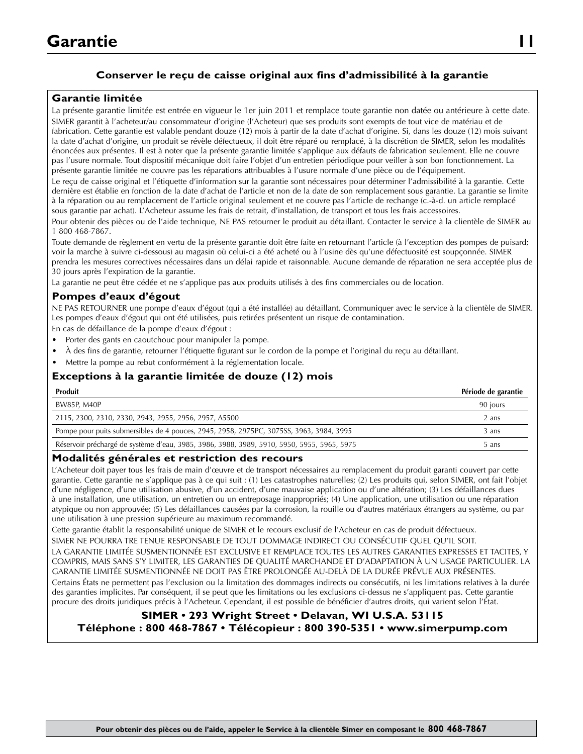# Garantie

**Conserver le reçu de caisse original aux fins d'admissibilité à la garantie**

## Garantie limitée

La présente garantie limitée est entrée en vigueur le 1er juin 2011 et remplace toute garantie non datée ou antérieure à cette date.

SIMER garantit à l'acheteur/au consommateur d'origine (l'Acheteur) que ses produits sont exempts de tout vice de matériau et de fabrication. Cette garantie est valable pendant douze (12) mois à partir de la date d'achat d'origine. Si, dans les douze (12) mois suivant la date d'achat d'origine, un produit se révèle défectueux, il doit être réparé ou remplacé, à la discrétion de SIMER, selon les modalités énoncées aux présentes. Il est à noter que la présente garantie limitée s'applique aux défauts de fabrication seulement. Elle ne couvre pas l'usure normale. Tout dispositif mécanique doit faire l'objet d'un entretien périodique pour veiller à son bon fonctionnement. La présente garantie limitée ne couvre pas les réparations attribuables à l'usure normale d'une pièce ou de l'équipement.

Le reçu de caisse original et l'étiquette d'information sur la garantie sont nécessaires pour déterminer l'admissibilité à la garantie. Cette dernière est établie en fonction de la date d'achat de l'article et non de la date de son remplacement sous garantie. La garantie se limite à la réparation ou au remplacement de l'article original seulement et ne couvre pas l'article de rechange (c.-à-d. un article remplacé sous garantie par achat). L'Acheteur assume les frais de retrait, d'installation, de transport et tous les frais accessoires.

Pour obtenir des pièces ou de l'aide technique, NE PAS retourner le produit au détaillant. Contacter le service à la clientèle de SIMER au 1 800 468-7867.

Toute demande de règlement en vertu de la présente garantie doit être faite en retournant l'article (à l'exception des pompes de puisard; voir la marche à suivre ci-dessous) au magasin où celui-ci a été acheté ou à l'usine dès qu'une défectuosité est soupçonnée. SIMER prendra les mesures correctives nécessaires dans un délai rapide et raisonnable. Aucune demande de réparation ne sera acceptée plus de 30 jours après l'expiration de la garantie.

La garantie ne peut être cédée et ne s'applique pas aux produits utilisés à des fins commerciales ou de location.

## Pompes d'eaux d'égout

NE PAS RETOURNER une pompe d'eaux d'égout (qui a été installée) au détaillant. Communiquer avec le service à la clientèle de SIMER. Les pompes d'eaux d'égout qui ont été utilisées, puis retirées présentent un risque de contamination.

En cas de défaillance de la pompe d'eaux d'égout :

- Porter des gants en caoutchouc pour manipuler la pompe.
- À des fins de garantie, retourner l'étiquette figurant sur le cordon de la pompe et l'original du reçu au détaillant.
- Mettre la pompe au rebut conformément à la réglementation locale.

## Exceptions à la garantie limitée de douze (12) mois

| Produit | Période de garantie |
|---|---|
| BW85P, M40P | 90 jours |
| 2115, 2300, 2310, 2330, 2943, 2955, 2956, 2957, A5500 | 2 ans |
| Pompe pour puits submersibles de 4 pouces, 2945, 2958, 2975PC, 3075SS, 3963, 3984, 3995 | 3 ans |
| Réservoir préchargé de système d'eau, 3985, 3986, 3988, 3989, 5910, 5950, 5955, 5965, 5975 | 5 ans |

## Modalités générales et restriction des recours

L'Acheteur doit payer tous les frais de main d'œuvre et de transport nécessaires au remplacement du produit garanti couvert par cette garantie. Cette garantie ne s'applique pas à ce qui suit : (1) Les catastrophes naturelles; (2) Les produits qui, selon SIMER, ont fait l'objet d'une négligence, d'une utilisation abusive, d'un accident, d'une mauvaise application ou d'une altération; (3) Les défaillances dues à une installation, une utilisation, un entretien ou un entreposage inappropriés; (4) Une application, une utilisation ou une réparation atypique ou non approuvée; (5) Les défaillances causées par la corrosion, la rouille ou d'autres matériaux étrangers au système, ou par une utilisation à une pression supérieure au maximum recommandé.

Cette garantie établit la responsabilité unique de SIMER et le recours exclusif de l'Acheteur en cas de produit défectueux.

SIMER NE POURRA TRE TENUE RESPONSABLE DE TOUT DOMMAGE INDIRECT OU CONSÉCUTIF QUEL QU'IL SOIT.

LA GARANTIE LIMITÉE SUSMENTIONNÉE EST EXCLUSIVE ET REMPLACE TOUTES LES AUTRES GARANTIES EXPRESSES ET TACITES, Y COMPRIS, MAIS SANS S'Y LIMITER, LES GARANTIES DE QUALITÉ MARCHANDE ET D'ADAPTATION À UN USAGE PARTICULIER. LA GARANTIE LIMITÉE SUSMENTIONNÉE NE DOIT PAS ÊTRE PROLONGÉE AU-DELÀ DE LA DURÉE PRÉVUE AUX PRÉSENTES.

Certains États ne permettent pas l'exclusion ou la limitation des dommages indirects ou consécutifs, ni les limitations relatives à la durée des garanties implicites. Par conséquent, il se peut que les limitations ou les exclusions ci-dessus ne s'appliquent pas. Cette garantie procure des droits juridiques précis à l'Acheteur. Cependant, il est possible de bénéficier d'autres droits, qui varient selon l'État.

**SIMER • 293 Wright Street • Delavan, WI U.S.A. 53115**
**Téléphone : 800 468-7867 • Télécopieur : 800 390-5351 • www.simerpump.com**

**Pour obtenir des pièces ou de l'aide, appeler le Service à la clientèle Simer en composant le 800 468-7867**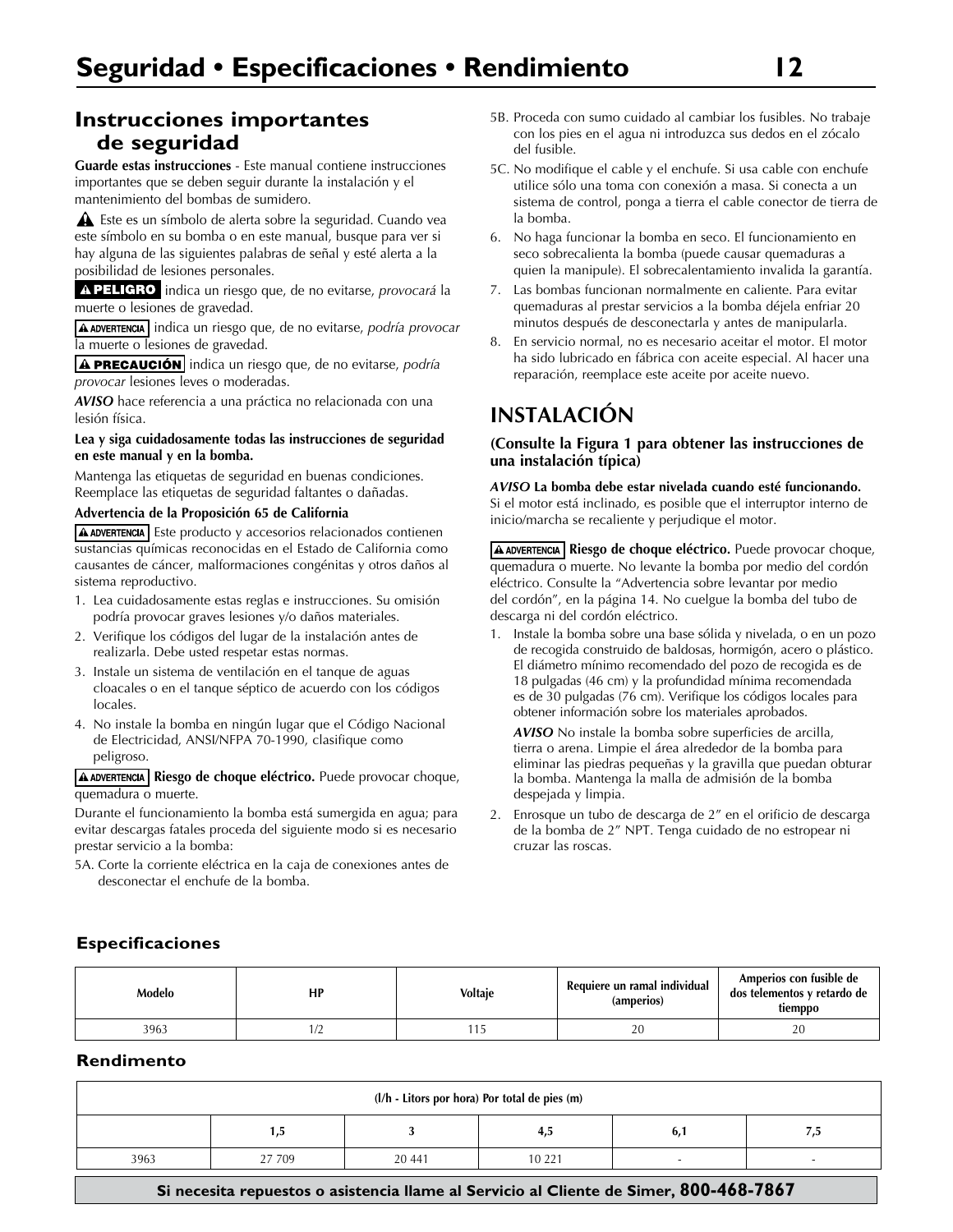# Seguridad • Especificaciones • Rendimiento

## Instrucciones importantes de seguridad

**Guarde estas instrucciones** - Este manual contiene instrucciones importantes que se deben seguir durante la instalación y el mantenimiento del bombas de sumidero.

⚠ Este es un símbolo de alerta sobre la seguridad. Cuando vea este símbolo en su bomba o en este manual, busque para ver si hay alguna de las siguientes palabras de señal y esté alerta a la posibilidad de lesiones personales.

**⚠ PELIGRO** indica un riesgo que, de no evitarse, *provocará* la muerte o lesiones de gravedad.

**⚠ ADVERTENCIA** indica un riesgo que, de no evitarse, *podría provocar* la muerte o lesiones de gravedad.

**⚠ PRECAUCIÓN** indica un riesgo que, de no evitarse, *podría provocar* lesiones leves o moderadas.

***AVISO*** hace referencia a una práctica no relacionada con una lesión física.

**Lea y siga cuidadosamente todas las instrucciones de seguridad en este manual y en la bomba.**

Mantenga las etiquetas de seguridad en buenas condiciones. Reemplace las etiquetas de seguridad faltantes o dañadas.

**Advertencia de la Proposición 65 de California**

**⚠ ADVERTENCIA** Este producto y accesorios relacionados contienen sustancias químicas reconocidas en el Estado de California como causantes de cáncer, malformaciones congénitas y otros daños al sistema reproductivo.

1. Lea cuidadosamente estas reglas e instrucciones. Su omisión podría provocar graves lesiones y/o daños materiales.
2. Verifique los códigos del lugar de la instalación antes de realizarla. Debe usted respetar estas normas.
3. Instale un sistema de ventilación en el tanque de aguas cloacales o en el tanque séptico de acuerdo con los códigos locales.
4. No instale la bomba en ningún lugar que el Código Nacional de Electricidad, ANSI/NFPA 70-1990, clasifique como peligroso.

**⚠ ADVERTENCIA** **Riesgo de choque eléctrico.** Puede provocar choque, quemadura o muerte.

Durante el funcionamiento la bomba está sumergida en agua; para evitar descargas fatales proceda del siguiente modo si es necesario prestar servicio a la bomba:

5A. Corte la corriente eléctrica en la caja de conexiones antes de desconectar el enchufe de la bomba.

5B. Proceda con sumo cuidado al cambiar los fusibles. No trabaje con los pies en el agua ni introduzca sus dedos en el zócalo del fusible.

5C. No modifique el cable y el enchufe. Si usa cable con enchufe utilice sólo una toma con conexión a masa. Si conecta a un sistema de control, ponga a tierra el cable conector de tierra de la bomba.

6. No haga funcionar la bomba en seco. El funcionamiento en seco sobrecalienta la bomba (puede causar quemaduras a quien la manipule). El sobrecalentamiento invalida la garantía.
7. Las bombas funcionan normalmente en caliente. Para evitar quemaduras al prestar servicios a la bomba déjela enfriar 20 minutos después de desconectarla y antes de manipularla.
8. En servicio normal, no es necesario aceitar el motor. El motor ha sido lubricado en fábrica con aceite especial. Al hacer una reparación, reemplace este aceite por aceite nuevo.

## INSTALACIÓN

**(Consulte la Figura 1 para obtener las instrucciones de una instalación típica)**

***AVISO*** **La bomba debe estar nivelada cuando esté funcionando.** Si el motor está inclinado, es posible que el interruptor interno de inicio/marcha se recaliente y perjudique el motor.

**⚠ ADVERTENCIA** **Riesgo de choque eléctrico.** Puede provocar choque, quemadura o muerte. No levante la bomba por medio del cordón eléctrico. Consulte la "Advertencia sobre levantar por medio del cordón", en la página 14. No cuelgue la bomba del tubo de descarga ni del cordón eléctrico.

1. Instale la bomba sobre una base sólida y nivelada, o en un pozo de recogida construido de baldosas, hormigón, acero o plástico. El diámetro mínimo recomendado del pozo de recogida es de 18 pulgadas (46 cm) y la profundidad mínima recomendada es de 30 pulgadas (76 cm). Verifique los códigos locales para obtener información sobre los materiales aprobados.

   ***AVISO*** No instale la bomba sobre superficies de arcilla, tierra o arena. Limpie el área alrededor de la bomba para eliminar las piedras pequeñas y la gravilla que puedan obturar la bomba. Mantenga la malla de admisión de la bomba despejada y limpia.

2. Enrosque un tubo de descarga de 2" en el orificio de descarga de la bomba de 2" NPT. Tenga cuidado de no estropear ni cruzar las roscas.

### Especificaciones

| Modelo | HP | Voltaje | Requiere un ramal individual (amperios) | Amperios con fusible de dos telementos y retardo de tiemppo |
|---|---|---|---|---|
| 3963 | 1/2 | 115 | 20 | 20 |

### Rendimento

| (l/h - Litors por hora) Por total de pies (m) | | | | | |
|---|---|---|---|---|---|
| | 1,5 | 3 | 4,5 | 6,1 | 7,5 |
| 3963 | 27 709 | 20 441 | 10 221 | - | - |

**Si necesita repuestos o asistencia llame al Servicio al Cliente de Simer, 800-468-7867**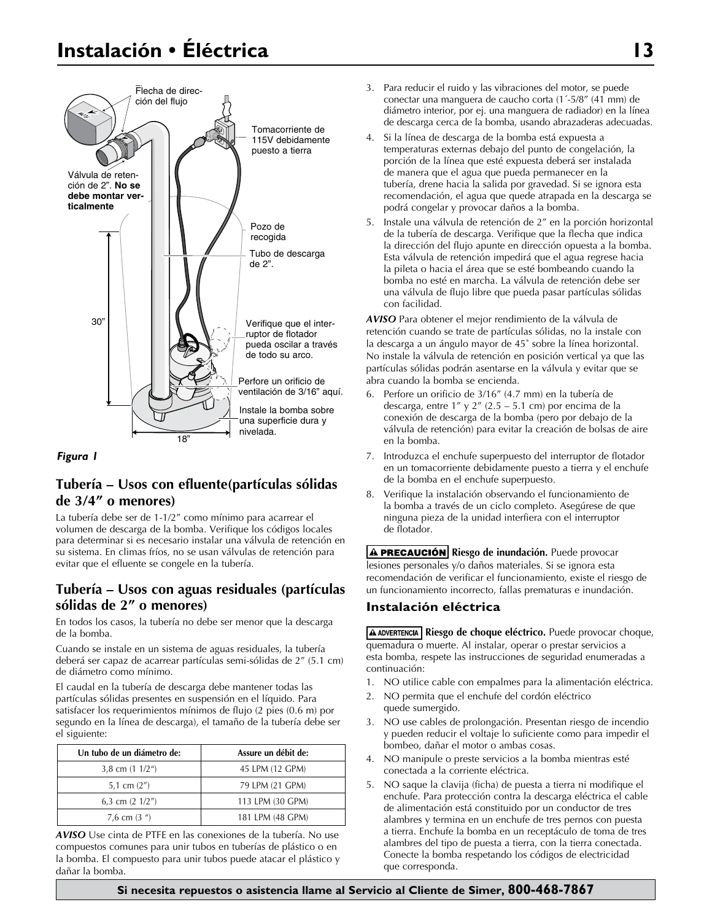# Instalación • Éléctrica

Flecha de dirección del flujo

Tomacorriente de 115V debidamente puesto a tierra

Válvula de retención de 2". **No se debe montar verticalmente**

Pozo de recogida

Tubo de descarga de 2".

30"

Verifique que el interruptor de flotador pueda oscilar a través de todo su arco.

Perfore un orificio de ventilación de 3/16" aquí.

Instale la bomba sobre una superficie dura y nivelada.

18"

*Figura 1*

## Tubería – Usos con efluente(partículas sólidas de 3/4" o menores)

La tubería debe ser de 1-1/2" como mínimo para acarrear el volumen de descarga de la bomba. Verifique los códigos locales para determinar si es necesario instalar una válvula de retención en su sistema. En climas fríos, no se usan válvulas de retención para evitar que el efluente se congele en la tubería.

## Tubería – Usos con aguas residuales (partículas sólidas de 2" o menores)

En todos los casos, la tubería no debe ser menor que la descarga de la bomba.

Cuando se instale en un sistema de aguas residuales, la tubería deberá ser capaz de acarrear partículas semi-sólidas de 2" (5.1 cm) de diámetro como mínimo.

El caudal en la tubería de descarga debe mantener todas las partículas sólidas presentes en suspensión en el líquido. Para satisfacer los requerimientos mínimos de flujo (2 pies (0.6 m) por segundo en la línea de descarga), el tamaño de la tubería debe ser el siguiente:

| Un tubo de un diámetro de: | Assure un débit de: |
|---|---|
| 3,8 cm (1 1/2") | 45 LPM (12 GPM) |
| 5,1 cm (2") | 79 LPM (21 GPM) |
| 6,3 cm (2 1/2") | 113 LPM (30 GPM) |
| 7,6 cm (3 ") | 181 LPM (48 GPM) |

***AVISO*** Use cinta de PTFE en las conexiones de la tubería. No use compuestos comunes para unir tubos en tuberías de plástico o en la bomba. El compuesto para unir tubos puede atacar el plástico y dañar la bomba.

3. Para reducir el ruido y las vibraciones del motor, se puede conectar una manguera de caucho corta (1´-5/8" (41 mm) de diámetro interior, por ej. una manguera de radiador) en la línea de descarga cerca de la bomba, usando abrazaderas adecuadas.
4. Si la línea de descarga de la bomba está expuesta a temperaturas externas debajo del punto de congelación, la porción de la línea que esté expuesta deberá ser instalada de manera que el agua que pueda permanecer en la tubería, drene hacia la salida por gravedad. Si se ignora esta recomendación, el agua que quede atrapada en la descarga se podrá congelar y provocar daños a la bomba.
5. Instale una válvula de retención de 2" en la porción horizontal de la tubería de descarga. Verifique que la flecha que indica la dirección del flujo apunte en dirección opuesta a la bomba. Esta válvula de retención impedirá que el agua regrese hacia la pileta o hacia el área que se esté bombeando cuando la bomba no esté en marcha. La válvula de retención debe ser una válvula de flujo libre que pueda pasar partículas sólidas con facilidad.

***AVISO*** Para obtener el mejor rendimiento de la válvula de retención cuando se trate de partículas sólidas, no la instale con la descarga a un ángulo mayor de 45˚ sobre la línea horizontal. No instale la válvula de retención en posición vertical ya que las partículas sólidas podrán asentarse en la válvula y evitar que se abra cuando la bomba se encienda.

6. Perfore un orificio de 3/16" (4.7 mm) en la tubería de descarga, entre 1" y 2" (2.5 – 5.1 cm) por encima de la conexión de descarga de la bomba (pero por debajo de la válvula de retención) para evitar la creación de bolsas de aire en la bomba.
7. Introduzca el enchufe superpuesto del interruptor de flotador en un tomacorriente debidamente puesto a tierra y el enchufe de la bomba en el enchufe superpuesto.
8. Verifique la instalación observando el funcionamiento de la bomba a través de un ciclo completo. Asegúrese de que ninguna pieza de la unidad interfiera con el interruptor de flotador.

**⚠ PRECAUCIÓN Riesgo de inundación.** Puede provocar lesiones personales y/o daños materiales. Si se ignora esta recomendación de verificar el funcionamiento, existe el riesgo de un funcionamiento incorrecto, fallas prematuras e inundación.

### Instalación eléctrica

**⚠ ADVERTENCIA Riesgo de choque eléctrico.** Puede provocar choque, quemadura o muerte. Al instalar, operar o prestar servicios a esta bomba, respete las instrucciones de seguridad enumeradas a continuación:

1. NO utilice cable con empalmes para la alimentación eléctrica.
2. NO permita que el enchufe del cordón eléctrico quede sumergido.
3. NO use cables de prolongación. Presentan riesgo de incendio y pueden reducir el voltaje lo suficiente como para impedir el bombeo, dañar el motor o ambas cosas.
4. NO manipule o preste servicios a la bomba mientras esté conectada a la corriente eléctrica.
5. NO saque la clavija (ficha) de puesta a tierra ni modifique el enchufe. Para protección contra la descarga eléctrica el cable de alimentación está constituido por un conductor de tres alambres y termina en un enchufe de tres pernos con puesta a tierra. Enchufe la bomba en un receptáculo de toma de tres alambres del tipo de puesta a tierra, con la tierra conectada. Conecte la bomba respetando los códigos de electricidad que corresponda.

**Si necesita repuestos o asistencia llame al Servicio al Cliente de Simer, 800-468-7867**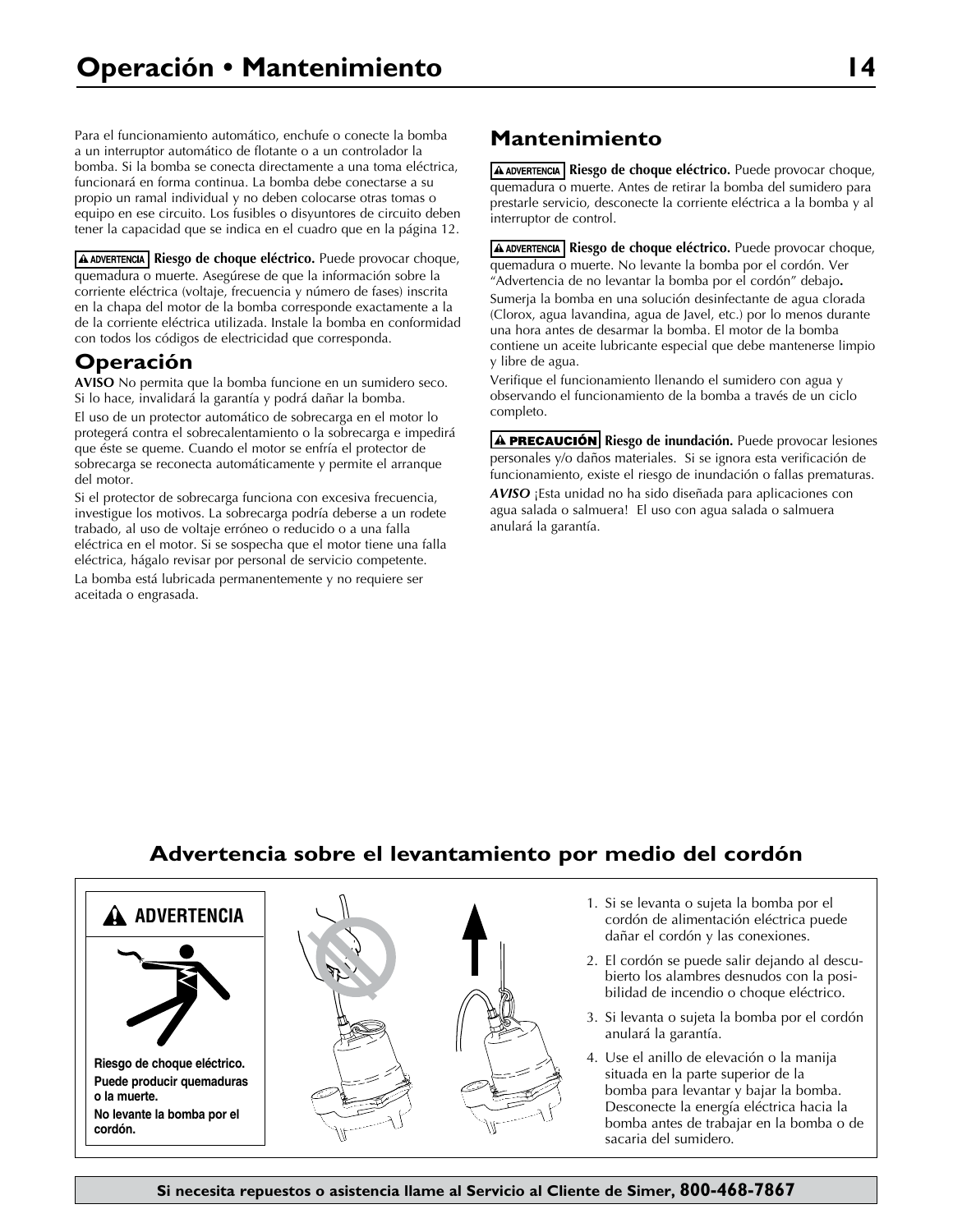# Operación • Mantenimiento

Para el funcionamiento automático, enchufe o conecte la bomba a un interruptor automático de flotante o a un controlador la bomba. Si la bomba se conecta directamente a una toma eléctrica, funcionará en forma continua. La bomba debe conectarse a su propio un ramal individual y no deben colocarse otras tomas o equipo en ese circuito. Los fusibles o disyuntores de circuito deben tener la capacidad que se indica en el cuadro que en la página 12.

**⚠ ADVERTENCIA** **Riesgo de choque eléctrico.** Puede provocar choque, quemadura o muerte. Asegúrese de que la información sobre la corriente eléctrica (voltaje, frecuencia y número de fases) inscrita en la chapa del motor de la bomba corresponde exactamente a la de la corriente eléctrica utilizada. Instale la bomba en conformidad con todos los códigos de electricidad que corresponda.

## Operación

**AVISO** No permita que la bomba funcione en un sumidero seco. Si lo hace, invalidará la garantía y podrá dañar la bomba.

El uso de un protector automático de sobrecarga en el motor lo protegerá contra el sobrecalentamiento o la sobrecarga e impedirá que éste se queme. Cuando el motor se enfría el protector de sobrecarga se reconecta automáticamente y permite el arranque del motor.

Si el protector de sobrecarga funciona con excesiva frecuencia, investigue los motivos. La sobrecarga podría deberse a un rodete trabado, al uso de voltaje erróneo o reducido o a una falla eléctrica en el motor. Si se sospecha que el motor tiene una falla eléctrica, hágalo revisar por personal de servicio competente.

La bomba está lubricada permanentemente y no requiere ser aceitada o engrasada.

## Mantenimiento

**⚠ ADVERTENCIA** **Riesgo de choque eléctrico.** Puede provocar choque, quemadura o muerte. Antes de retirar la bomba del sumidero para prestarle servicio, desconecte la corriente eléctrica a la bomba y al interruptor de control.

**⚠ ADVERTENCIA** **Riesgo de choque eléctrico.** Puede provocar choque, quemadura o muerte. No levante la bomba por el cordón. Ver "Advertencia de no levantar la bomba por el cordón" debajo**.**

Sumerja la bomba en una solución desinfectante de agua clorada (Clorox, agua lavandina, agua de Javel, etc.) por lo menos durante una hora antes de desarmar la bomba. El motor de la bomba contiene un aceite lubricante especial que debe mantenerse limpio y libre de agua.

Verifique el funcionamiento llenando el sumidero con agua y observando el funcionamiento de la bomba a través de un ciclo completo.

**⚠ PRECAUCIÓN** **Riesgo de inundación.** Puede provocar lesiones personales y/o daños materiales. Si se ignora esta verificación de funcionamiento, existe el riesgo de inundación o fallas prematuras.

***AVISO*** ¡Esta unidad no ha sido diseñada para aplicaciones con agua salada o salmuera! El uso con agua salada o salmuera anulará la garantía.

## Advertencia sobre el levantamiento por medio del cordón

**⚠ ADVERTENCIA**

**Riesgo de choque eléctrico.**

**Puede producir quemaduras o la muerte.**

**No levante la bomba por el cordón.**

1. Si se levanta o sujeta la bomba por el cordón de alimentación eléctrica puede dañar el cordón y las conexiones.
2. El cordón se puede salir dejando al descubierto los alambres desnudos con la posibilidad de incendio o choque eléctrico.
3. Si levanta o sujeta la bomba por el cordón anulará la garantía.
4. Use el anillo de elevación o la manija situada en la parte superior de la bomba para levantar y bajar la bomba. Desconecte la energía eléctrica hacia la bomba antes de trabajar en la bomba o de sacaria del sumidero.

**Si necesita repuestos o asistencia llame al Servicio al Cliente de Simer, 800-468-7867**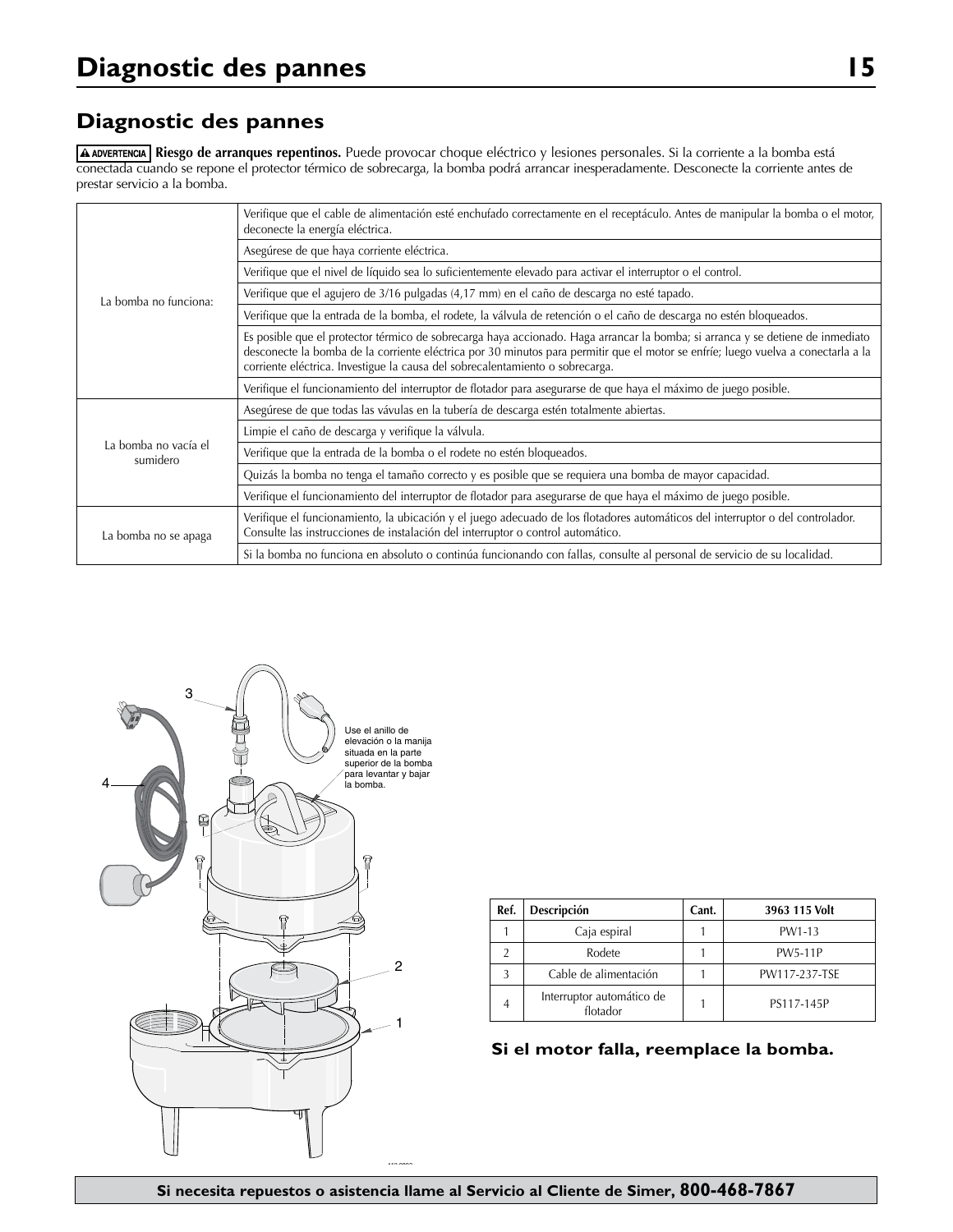# Diagnostic des pannes

## Diagnostic des pannes

**⚠ ADVERTENCIA Riesgo de arranques repentinos.** Puede provocar choque eléctrico y lesiones personales. Si la corriente a la bomba está conectada cuando se repone el protector térmico de sobrecarga, la bomba podrá arrancar inesperadamente. Desconecte la corriente antes de prestar servicio a la bomba.

| | |
|---|---|
| La bomba no funciona: | Verifique que el cable de alimentación esté enchufado correctamente en el receptáculo. Antes de manipular la bomba o el motor, deconecte la energía eléctrica. |
| | Asegúrese de que haya corriente eléctrica. |
| | Verifique que el nivel de líquido sea lo suficientemente elevado para activar el interruptor o el control. |
| | Verifique que el agujero de 3/16 pulgadas (4,17 mm) en el caño de descarga no esté tapado. |
| | Verifique que la entrada de la bomba, el rodete, la válvula de retención o el caño de descarga no estén bloqueados. |
| | Es posible que el protector térmico de sobrecarga haya accionado. Haga arrancar la bomba; si arranca y se detiene de inmediato desconecte la bomba de la corriente eléctrica por 30 minutos para permitir que el motor se enfríe; luego vuelva a conectarla a la corriente eléctrica. Investigue la causa del sobrecalentamiento o sobrecarga. |
| | Verifique el funcionamiento del interruptor de flotador para asegurarse de que haya el máximo de juego posible. |
| La bomba no vacía el sumidero | Asegúrese de que todas las vávulas en la tubería de descarga estén totalmente abiertas. |
| | Limpie el caño de descarga y verifique la válvula. |
| | Verifique que la entrada de la bomba o el rodete no estén bloqueados. |
| | Quizás la bomba no tenga el tamaño correcto y es posible que se requiera una bomba de mayor capacidad. |
| | Verifique el funcionamiento del interruptor de flotador para asegurarse de que haya el máximo de juego posible. |
| La bomba no se apaga | Verifique el funcionamiento, la ubicación y el juego adecuado de los flotadores automáticos del interruptor o del controlador. Consulte las instrucciones de instalación del interruptor o control automático. |
| | Si la bomba no funciona en absoluto o continúa funcionando con fallas, consulte al personal de servicio de su localidad. |

Use el anillo de elevación o la manija situada en la parte superior de la bomba para levantar y bajar la bomba.

| Ref. | Descripción | Cant. | 3963 115 Volt |
|---|---|---|---|
| 1 | Caja espiral | 1 | PW1-13 |
| 2 | Rodete | 1 | PW5-11P |
| 3 | Cable de alimentación | 1 | PW117-237-TSE |
| 4 | Interruptor automático de flotador | 1 | PS117-145P |

**Si el motor falla, reemplace la bomba.**

**Si necesita repuestos o asistencia llame al Servicio al Cliente de Simer, 800-468-7867**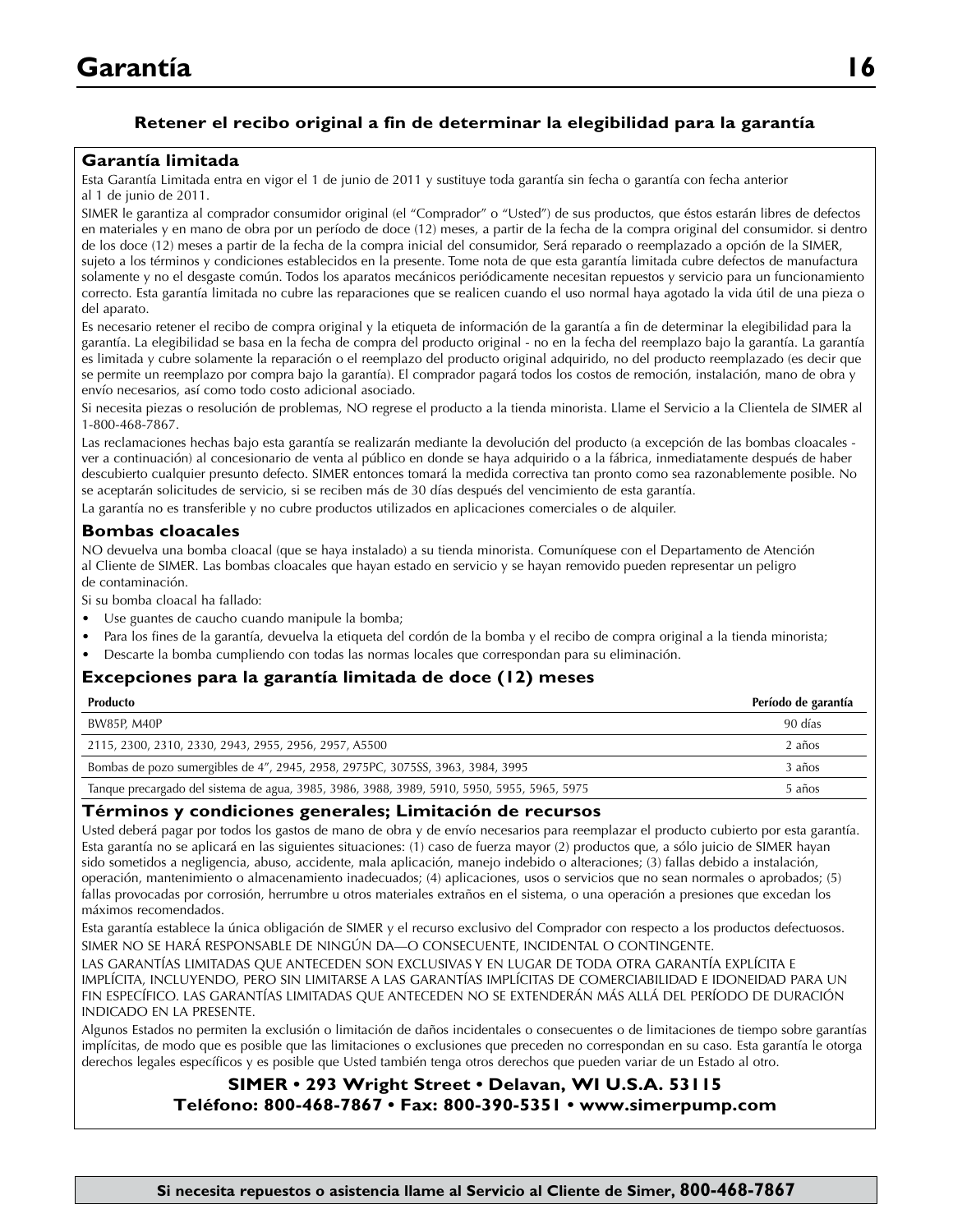# Garantía

**Retener el recibo original a fin de determinar la elegibilidad para la garantía**

## Garantía limitada

Esta Garantía Limitada entra en vigor el 1 de junio de 2011 y sustituye toda garantía sin fecha o garantía con fecha anterior al 1 de junio de 2011.

SIMER le garantiza al comprador consumidor original (el "Comprador" o "Usted") de sus productos, que éstos estarán libres de defectos en materiales y en mano de obra por un período de doce (12) meses, a partir de la fecha de la compra original del consumidor. si dentro de los doce (12) meses a partir de la fecha de la compra inicial del consumidor, Será reparado o reemplazado a opción de la SIMER, sujeto a los términos y condiciones establecidos en la presente. Tome nota de que esta garantía limitada cubre defectos de manufactura solamente y no el desgaste común. Todos los aparatos mecánicos periódicamente necesitan repuestos y servicio para un funcionamiento correcto. Esta garantía limitada no cubre las reparaciones que se realicen cuando el uso normal haya agotado la vida útil de una pieza o del aparato.

Es necesario retener el recibo de compra original y la etiqueta de información de la garantía a fin de determinar la elegibilidad para la garantía. La elegibilidad se basa en la fecha de compra del producto original - no en la fecha del reemplazo bajo la garantía. La garantía es limitada y cubre solamente la reparación o el reemplazo del producto original adquirido, no del producto reemplazado (es decir que se permite un reemplazo por compra bajo la garantía). El comprador pagará todos los costos de remoción, instalación, mano de obra y envío necesarios, así como todo costo adicional asociado.

Si necesita piezas o resolución de problemas, NO regrese el producto a la tienda minorista. Llame el Servicio a la Clientela de SIMER al 1-800-468-7867.

Las reclamaciones hechas bajo esta garantía se realizarán mediante la devolución del producto (a excepción de las bombas cloacales - ver a continuación) al concesionario de venta al público en donde se haya adquirido o a la fábrica, inmediatamente después de haber descubierto cualquier presunto defecto. SIMER entonces tomará la medida correctiva tan pronto como sea razonablemente posible. No se aceptarán solicitudes de servicio, si se reciben más de 30 días después del vencimiento de esta garantía.

La garantía no es transferible y no cubre productos utilizados en aplicaciones comerciales o de alquiler.

## Bombas cloacales

NO devuelva una bomba cloacal (que se haya instalado) a su tienda minorista. Comuníquese con el Departamento de Atención al Cliente de SIMER. Las bombas cloacales que hayan estado en servicio y se hayan removido pueden representar un peligro de contaminación.

Si su bomba cloacal ha fallado:

- Use guantes de caucho cuando manipule la bomba;
- Para los fines de la garantía, devuelva la etiqueta del cordón de la bomba y el recibo de compra original a la tienda minorista;
- Descarte la bomba cumpliendo con todas las normas locales que correspondan para su eliminación.

## Excepciones para la garantía limitada de doce (12) meses

| Producto | Período de garantía |
|---|---|
| BW85P, M40P | 90 días |
| 2115, 2300, 2310, 2330, 2943, 2955, 2956, 2957, A5500 | 2 años |
| Bombas de pozo sumergibles de 4", 2945, 2958, 2975PC, 3075SS, 3963, 3984, 3995 | 3 años |
| Tanque precargado del sistema de agua, 3985, 3986, 3988, 3989, 5910, 5950, 5955, 5965, 5975 | 5 años |

## Términos y condiciones generales; Limitación de recursos

Usted deberá pagar por todos los gastos de mano de obra y de envío necesarios para reemplazar el producto cubierto por esta garantía. Esta garantía no se aplicará en las siguientes situaciones: (1) caso de fuerza mayor (2) productos que, a sólo juicio de SIMER hayan sido sometidos a negligencia, abuso, accidente, mala aplicación, manejo indebido o alteraciones; (3) fallas debido a instalación, operación, mantenimiento o almacenamiento inadecuados; (4) aplicaciones, usos o servicios que no sean normales o aprobados; (5) fallas provocadas por corrosión, herrumbre u otros materiales extraños en el sistema, o una operación a presiones que excedan los máximos recomendados.

Esta garantía establece la única obligación de SIMER y el recurso exclusivo del Comprador con respecto a los productos defectuosos.

SIMER NO SE HARÁ RESPONSABLE DE NINGÚN DA—O CONSECUENTE, INCIDENTAL O CONTINGENTE.

LAS GARANTÍAS LIMITADAS QUE ANTECEDEN SON EXCLUSIVAS Y EN LUGAR DE TODA OTRA GARANTÍA EXPLÍCITA E IMPLÍCITA, INCLUYENDO, PERO SIN LIMITARSE A LAS GARANTÍAS IMPLÍCITAS DE COMERCIABILIDAD E IDONEIDAD PARA UN FIN ESPECÍFICO. LAS GARANTÍAS LIMITADAS QUE ANTECEDEN NO SE EXTENDERÁN MÁS ALLÁ DEL PERÍODO DE DURACIÓN INDICADO EN LA PRESENTE.

Algunos Estados no permiten la exclusión o limitación de daños incidentales o consecuentes o de limitaciones de tiempo sobre garantías implícitas, de modo que es posible que las limitaciones o exclusiones que preceden no correspondan en su caso. Esta garantía le otorga derechos legales específicos y es posible que Usted también tenga otros derechos que pueden variar de un Estado al otro.

**SIMER • 293 Wright Street • Delavan, WI U.S.A. 53115**
**Teléfono: 800-468-7867 • Fax: 800-390-5351 • www.simerpump.com**

**Si necesita repuestos o asistencia llame al Servicio al Cliente de Simer, 800-468-7867**